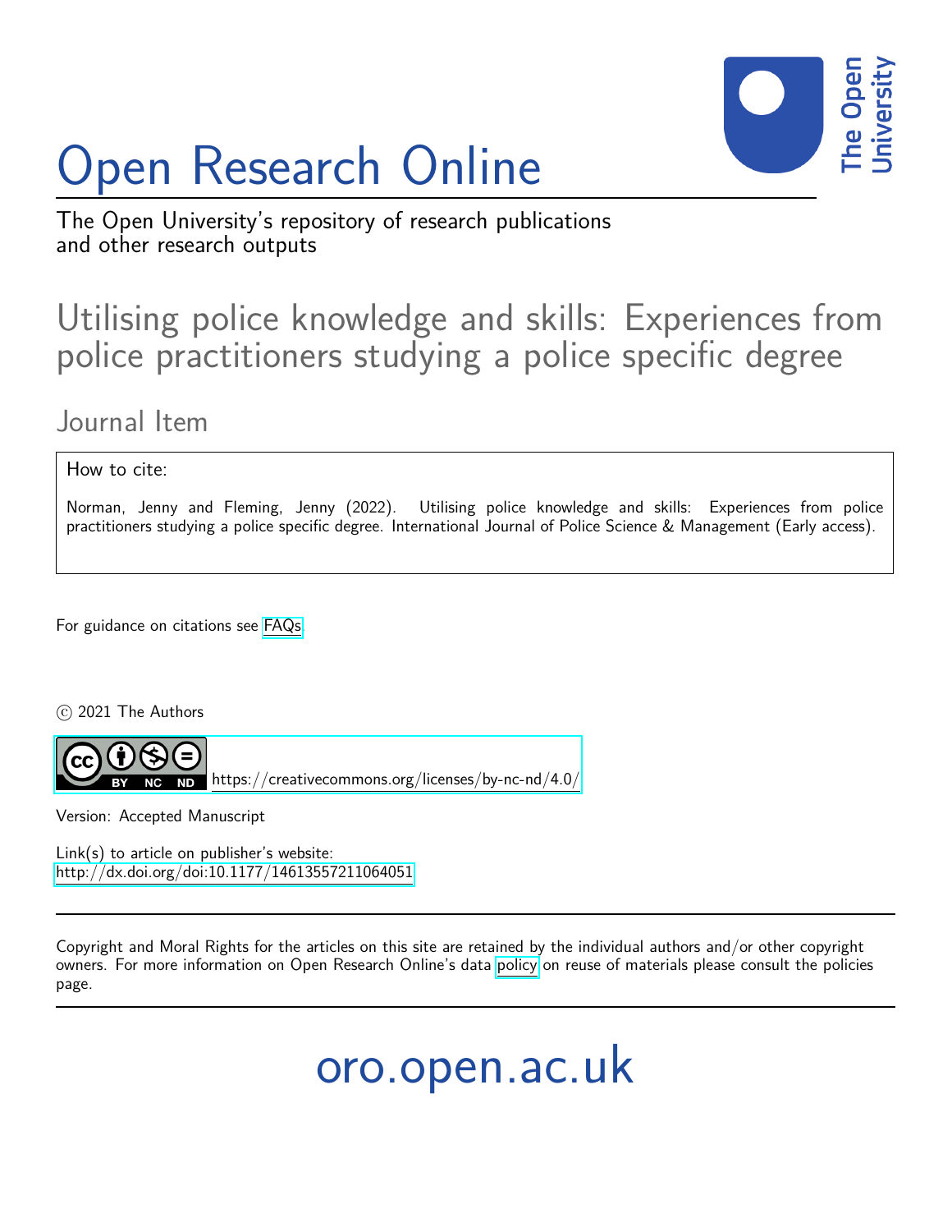# Open Research Online

The Open University's repository of research publications and other research outputs

## Utilising police knowledge and skills: Experiences from police practitioners studying a police specific degree

### Journal Item

How to cite:

Norman, Jenny and Fleming, Jenny (2022). Utilising police knowledge and skills: Experiences from police practitioners studying a police specific degree. International Journal of Police Science & Management (Early access).

For guidance on citations see FAQs.

© 2021 The Authors

https://creativecommons.org/licenses/by-nc-nd/4.0/

Version: Accepted Manuscript

Link(s) to article on publisher's website:
http://dx.doi.org/doi:10.1177/14613557211064051

Copyright and Moral Rights for the articles on this site are retained by the individual authors and/or other copyright owners. For more information on Open Research Online's data policy on reuse of materials please consult the policies page.

oro.open.ac.uk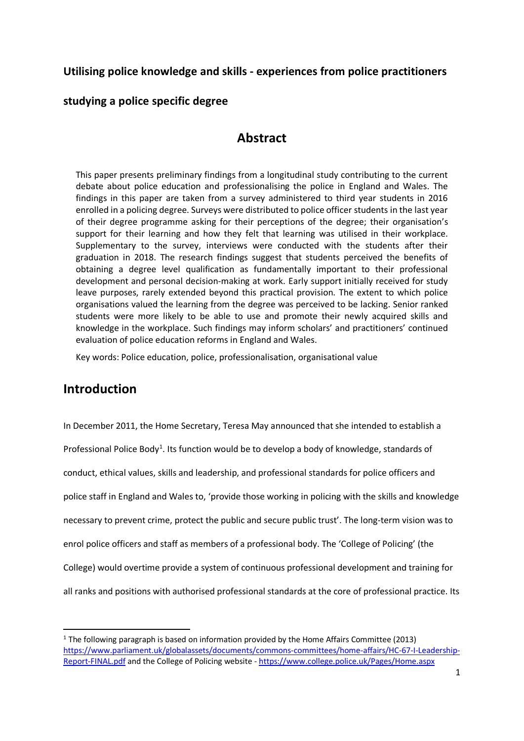# Utilising police knowledge and skills - experiences from police practitioners studying a police specific degree

## Abstract

This paper presents preliminary findings from a longitudinal study contributing to the current debate about police education and professionalising the police in England and Wales. The findings in this paper are taken from a survey administered to third year students in 2016 enrolled in a policing degree. Surveys were distributed to police officer students in the last year of their degree programme asking for their perceptions of the degree; their organisation's support for their learning and how they felt that learning was utilised in their workplace. Supplementary to the survey, interviews were conducted with the students after their graduation in 2018. The research findings suggest that students perceived the benefits of obtaining a degree level qualification as fundamentally important to their professional development and personal decision-making at work. Early support initially received for study leave purposes, rarely extended beyond this practical provision. The extent to which police organisations valued the learning from the degree was perceived to be lacking. Senior ranked students were more likely to be able to use and promote their newly acquired skills and knowledge in the workplace. Such findings may inform scholars' and practitioners' continued evaluation of police education reforms in England and Wales.

Key words: Police education, police, professionalisation, organisational value

## Introduction

In December 2011, the Home Secretary, Teresa May announced that she intended to establish a Professional Police Body[1]. Its function would be to develop a body of knowledge, standards of conduct, ethical values, skills and leadership, and professional standards for police officers and police staff in England and Wales to, 'provide those working in policing with the skills and knowledge necessary to prevent crime, protect the public and secure public trust'. The long-term vision was to enrol police officers and staff as members of a professional body. The 'College of Policing' (the College) would overtime provide a system of continuous professional development and training for all ranks and positions with authorised professional standards at the core of professional practice. Its

[1] The following paragraph is based on information provided by the Home Affairs Committee (2013) https://www.parliament.uk/globalassets/documents/commons-committees/home-affairs/HC-67-I-Leadership-Report-FINAL.pdf and the College of Policing website - https://www.college.police.uk/Pages/Home.aspx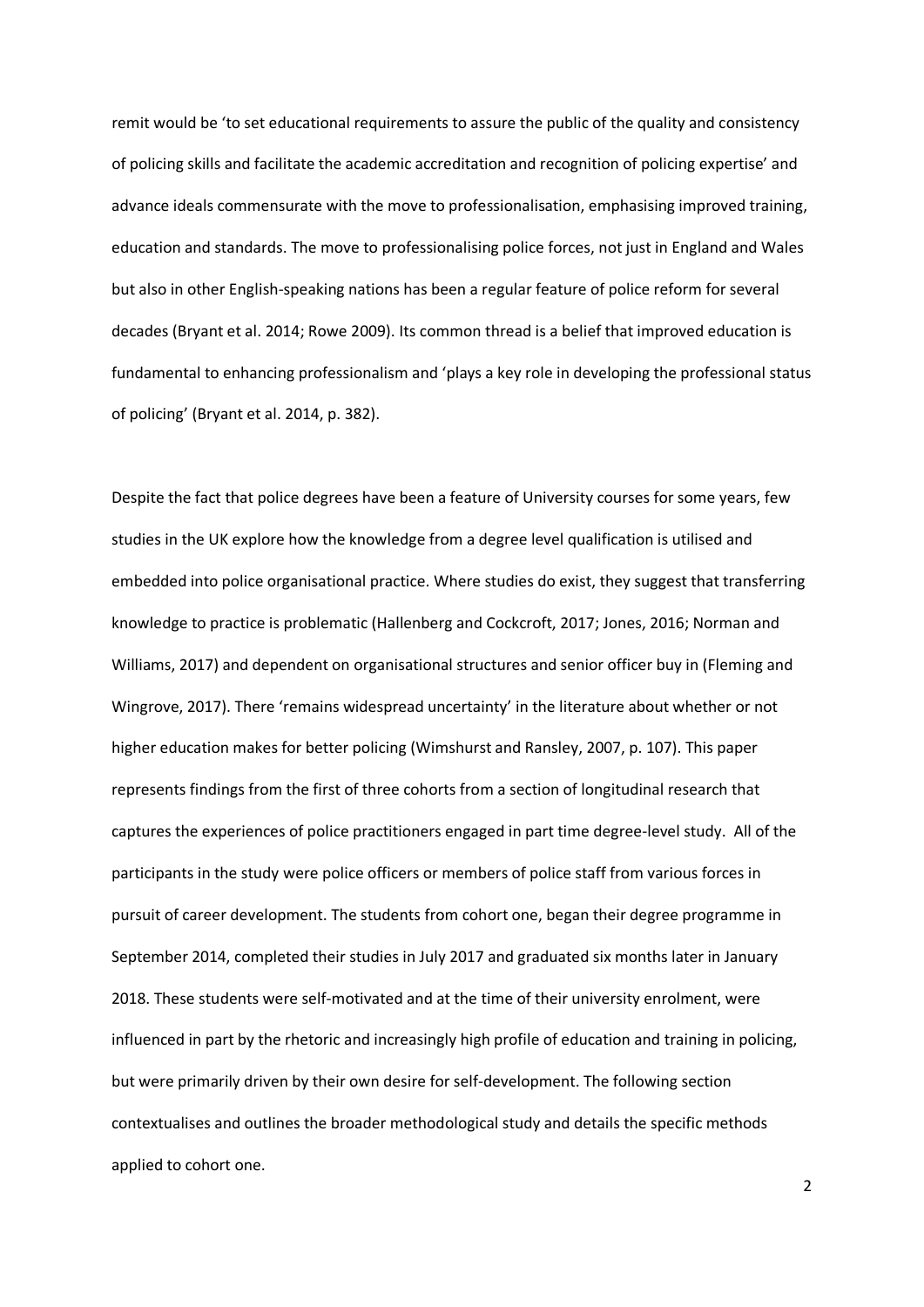remit would be 'to set educational requirements to assure the public of the quality and consistency of policing skills and facilitate the academic accreditation and recognition of policing expertise' and advance ideals commensurate with the move to professionalisation, emphasising improved training, education and standards. The move to professionalising police forces, not just in England and Wales but also in other English-speaking nations has been a regular feature of police reform for several decades (Bryant et al. 2014; Rowe 2009). Its common thread is a belief that improved education is fundamental to enhancing professionalism and 'plays a key role in developing the professional status of policing' (Bryant et al. 2014, p. 382).

Despite the fact that police degrees have been a feature of University courses for some years, few studies in the UK explore how the knowledge from a degree level qualification is utilised and embedded into police organisational practice. Where studies do exist, they suggest that transferring knowledge to practice is problematic (Hallenberg and Cockcroft, 2017; Jones, 2016; Norman and Williams, 2017) and dependent on organisational structures and senior officer buy in (Fleming and Wingrove, 2017). There 'remains widespread uncertainty' in the literature about whether or not higher education makes for better policing (Wimshurst and Ransley, 2007, p. 107). This paper represents findings from the first of three cohorts from a section of longitudinal research that captures the experiences of police practitioners engaged in part time degree-level study. All of the participants in the study were police officers or members of police staff from various forces in pursuit of career development. The students from cohort one, began their degree programme in September 2014, completed their studies in July 2017 and graduated six months later in January 2018. These students were self-motivated and at the time of their university enrolment, were influenced in part by the rhetoric and increasingly high profile of education and training in policing, but were primarily driven by their own desire for self-development. The following section contextualises and outlines the broader methodological study and details the specific methods applied to cohort one.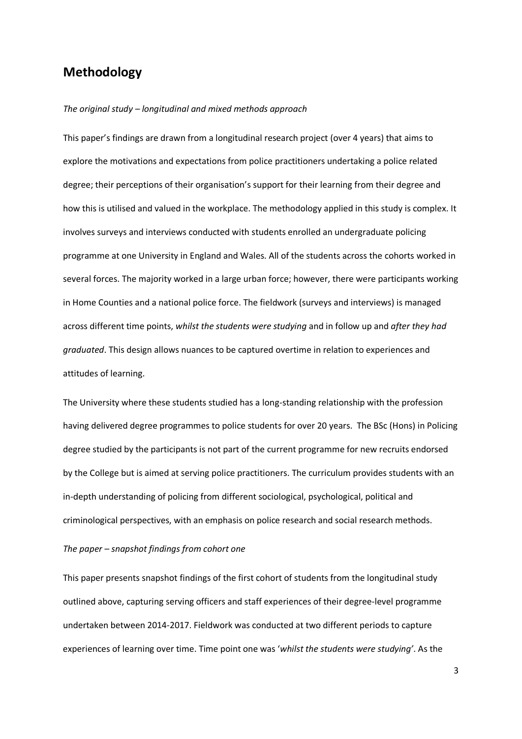## Methodology

*The original study – longitudinal and mixed methods approach*

This paper's findings are drawn from a longitudinal research project (over 4 years) that aims to explore the motivations and expectations from police practitioners undertaking a police related degree; their perceptions of their organisation's support for their learning from their degree and how this is utilised and valued in the workplace. The methodology applied in this study is complex. It involves surveys and interviews conducted with students enrolled an undergraduate policing programme at one University in England and Wales. All of the students across the cohorts worked in several forces. The majority worked in a large urban force; however, there were participants working in Home Counties and a national police force. The fieldwork (surveys and interviews) is managed across different time points, *whilst the students were studying* and in follow up and *after they had graduated*. This design allows nuances to be captured overtime in relation to experiences and attitudes of learning.

The University where these students studied has a long-standing relationship with the profession having delivered degree programmes to police students for over 20 years. The BSc (Hons) in Policing degree studied by the participants is not part of the current programme for new recruits endorsed by the College but is aimed at serving police practitioners. The curriculum provides students with an in-depth understanding of policing from different sociological, psychological, political and criminological perspectives, with an emphasis on police research and social research methods.

*The paper – snapshot findings from cohort one*

This paper presents snapshot findings of the first cohort of students from the longitudinal study outlined above, capturing serving officers and staff experiences of their degree-level programme undertaken between 2014-2017. Fieldwork was conducted at two different periods to capture experiences of learning over time. Time point one was '*whilst the students were studying*'. As the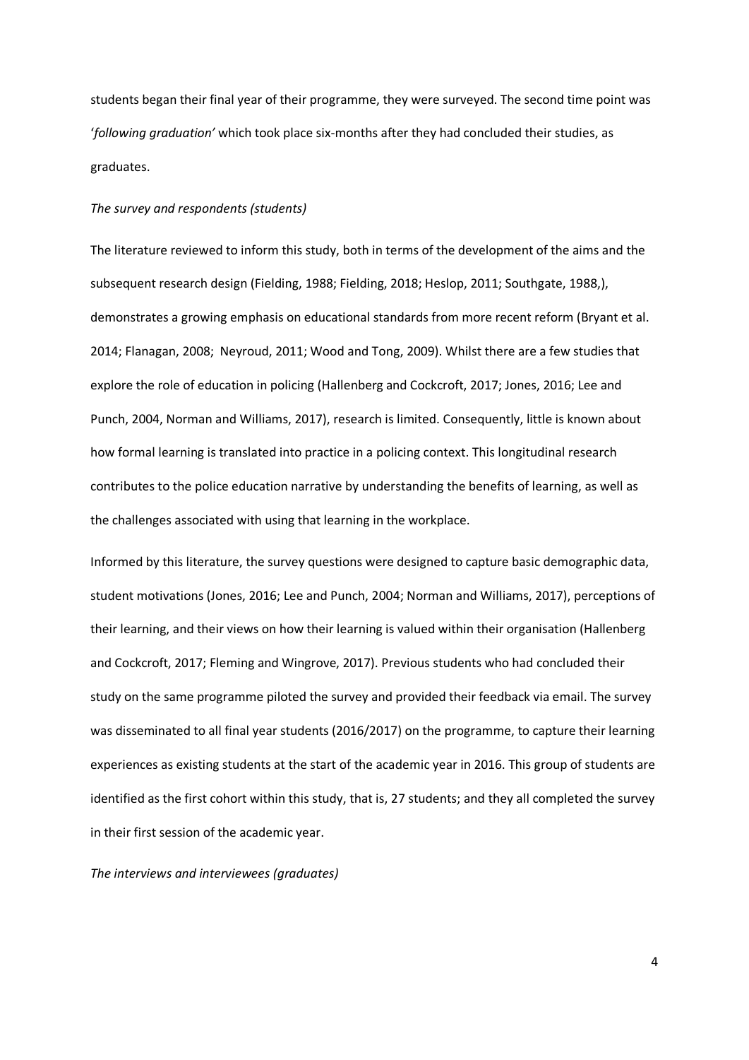students began their final year of their programme, they were surveyed. The second time point was '*following graduation'* which took place six-months after they had concluded their studies, as graduates.

*The survey and respondents (students)*

The literature reviewed to inform this study, both in terms of the development of the aims and the subsequent research design (Fielding, 1988; Fielding, 2018; Heslop, 2011; Southgate, 1988,), demonstrates a growing emphasis on educational standards from more recent reform (Bryant et al. 2014; Flanagan, 2008; Neyroud, 2011; Wood and Tong, 2009). Whilst there are a few studies that explore the role of education in policing (Hallenberg and Cockcroft, 2017; Jones, 2016; Lee and Punch, 2004, Norman and Williams, 2017), research is limited. Consequently, little is known about how formal learning is translated into practice in a policing context. This longitudinal research contributes to the police education narrative by understanding the benefits of learning, as well as the challenges associated with using that learning in the workplace.

Informed by this literature, the survey questions were designed to capture basic demographic data, student motivations (Jones, 2016; Lee and Punch, 2004; Norman and Williams, 2017), perceptions of their learning, and their views on how their learning is valued within their organisation (Hallenberg and Cockcroft, 2017; Fleming and Wingrove, 2017). Previous students who had concluded their study on the same programme piloted the survey and provided their feedback via email. The survey was disseminated to all final year students (2016/2017) on the programme, to capture their learning experiences as existing students at the start of the academic year in 2016. This group of students are identified as the first cohort within this study, that is, 27 students; and they all completed the survey in their first session of the academic year.

*The interviews and interviewees (graduates)*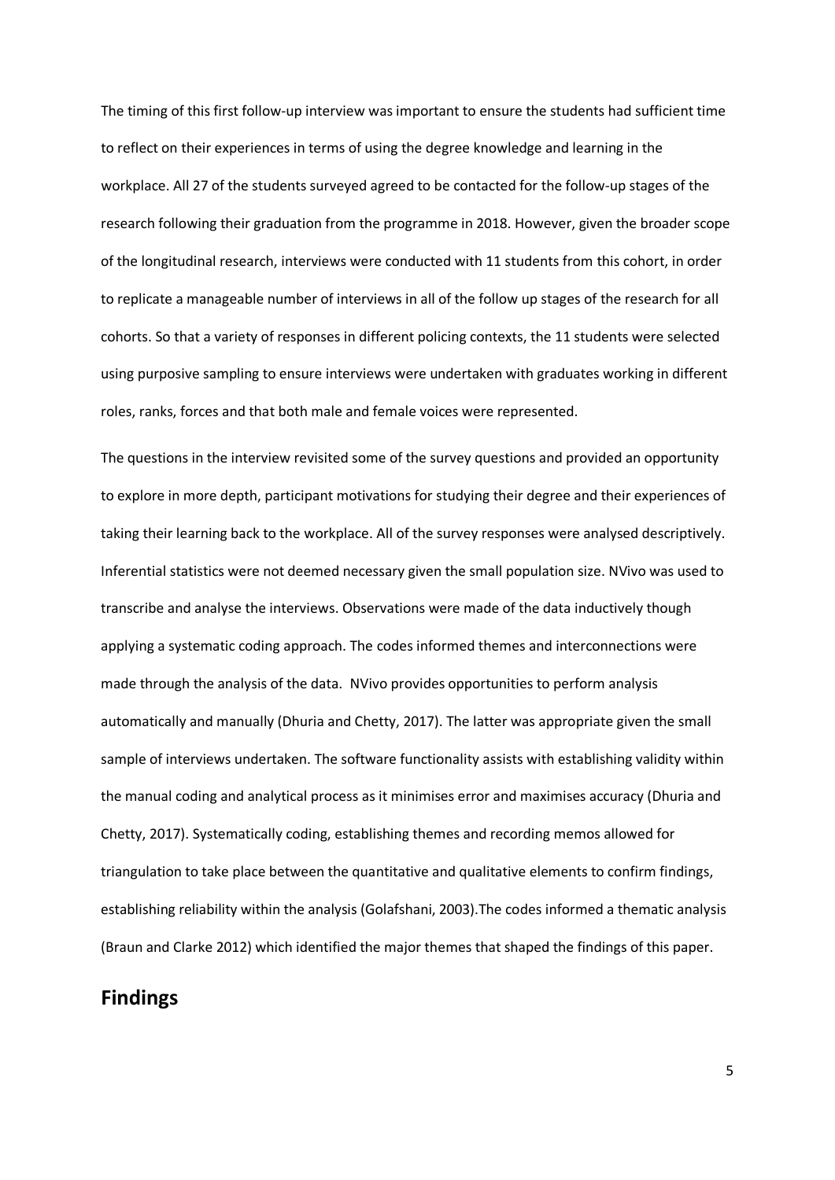The timing of this first follow-up interview was important to ensure the students had sufficient time to reflect on their experiences in terms of using the degree knowledge and learning in the workplace. All 27 of the students surveyed agreed to be contacted for the follow-up stages of the research following their graduation from the programme in 2018. However, given the broader scope of the longitudinal research, interviews were conducted with 11 students from this cohort, in order to replicate a manageable number of interviews in all of the follow up stages of the research for all cohorts. So that a variety of responses in different policing contexts, the 11 students were selected using purposive sampling to ensure interviews were undertaken with graduates working in different roles, ranks, forces and that both male and female voices were represented.

The questions in the interview revisited some of the survey questions and provided an opportunity to explore in more depth, participant motivations for studying their degree and their experiences of taking their learning back to the workplace. All of the survey responses were analysed descriptively. Inferential statistics were not deemed necessary given the small population size. NVivo was used to transcribe and analyse the interviews. Observations were made of the data inductively though applying a systematic coding approach. The codes informed themes and interconnections were made through the analysis of the data. NVivo provides opportunities to perform analysis automatically and manually (Dhuria and Chetty, 2017). The latter was appropriate given the small sample of interviews undertaken. The software functionality assists with establishing validity within the manual coding and analytical process as it minimises error and maximises accuracy (Dhuria and Chetty, 2017). Systematically coding, establishing themes and recording memos allowed for triangulation to take place between the quantitative and qualitative elements to confirm findings, establishing reliability within the analysis (Golafshani, 2003).The codes informed a thematic analysis (Braun and Clarke 2012) which identified the major themes that shaped the findings of this paper.

## Findings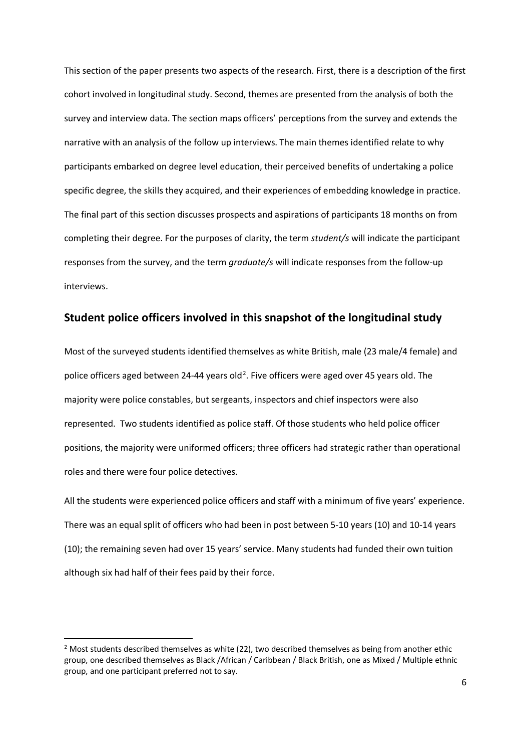This section of the paper presents two aspects of the research. First, there is a description of the first cohort involved in longitudinal study. Second, themes are presented from the analysis of both the survey and interview data. The section maps officers' perceptions from the survey and extends the narrative with an analysis of the follow up interviews. The main themes identified relate to why participants embarked on degree level education, their perceived benefits of undertaking a police specific degree, the skills they acquired, and their experiences of embedding knowledge in practice. The final part of this section discusses prospects and aspirations of participants 18 months on from completing their degree. For the purposes of clarity, the term *student/s* will indicate the participant responses from the survey, and the term *graduate/s* will indicate responses from the follow-up interviews.

## Student police officers involved in this snapshot of the longitudinal study

Most of the surveyed students identified themselves as white British, male (23 male/4 female) and police officers aged between 24-44 years old[2]. Five officers were aged over 45 years old. The majority were police constables, but sergeants, inspectors and chief inspectors were also represented. Two students identified as police staff. Of those students who held police officer positions, the majority were uniformed officers; three officers had strategic rather than operational roles and there were four police detectives.

All the students were experienced police officers and staff with a minimum of five years' experience. There was an equal split of officers who had been in post between 5-10 years (10) and 10-14 years (10); the remaining seven had over 15 years' service. Many students had funded their own tuition although six had half of their fees paid by their force.

[2] Most students described themselves as white (22), two described themselves as being from another ethic group, one described themselves as Black /African / Caribbean / Black British, one as Mixed / Multiple ethnic group, and one participant preferred not to say.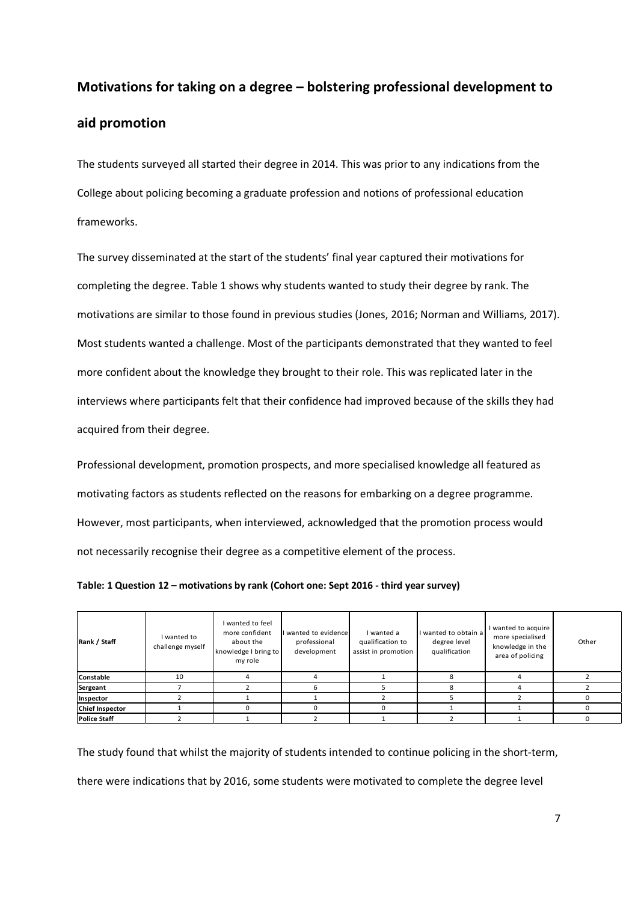## Motivations for taking on a degree – bolstering professional development to aid promotion

The students surveyed all started their degree in 2014. This was prior to any indications from the College about policing becoming a graduate profession and notions of professional education frameworks.

The survey disseminated at the start of the students' final year captured their motivations for completing the degree. Table 1 shows why students wanted to study their degree by rank. The motivations are similar to those found in previous studies (Jones, 2016; Norman and Williams, 2017). Most students wanted a challenge. Most of the participants demonstrated that they wanted to feel more confident about the knowledge they brought to their role. This was replicated later in the interviews where participants felt that their confidence had improved because of the skills they had acquired from their degree.

Professional development, promotion prospects, and more specialised knowledge all featured as motivating factors as students reflected on the reasons for embarking on a degree programme. However, most participants, when interviewed, acknowledged that the promotion process would not necessarily recognise their degree as a competitive element of the process.

**Table: 1 Question 12 – motivations by rank (Cohort one: Sept 2016 - third year survey)**

| Rank / Staff | I wanted to challenge myself | I wanted to feel more confident about the knowledge I bring to my role | I wanted to evidence professional development | I wanted a qualification to assist in promotion | I wanted to obtain a degree level qualification | I wanted to acquire more specialised knowledge in the area of policing | Other |
|---|---|---|---|---|---|---|---|
| **Constable** | 10 | 4 | 4 | 1 | 8 | 4 | 2 |
| **Sergeant** | 7 | 2 | 6 | 5 | 8 | 4 | 2 |
| **Inspector** | 2 | 1 | 1 | 2 | 5 | 2 | 0 |
| **Chief Inspector** | 1 | 0 | 0 | 0 | 1 | 1 | 0 |
| **Police Staff** | 2 | 1 | 2 | 1 | 2 | 1 | 0 |

The study found that whilst the majority of students intended to continue policing in the short-term, there were indications that by 2016, some students were motivated to complete the degree level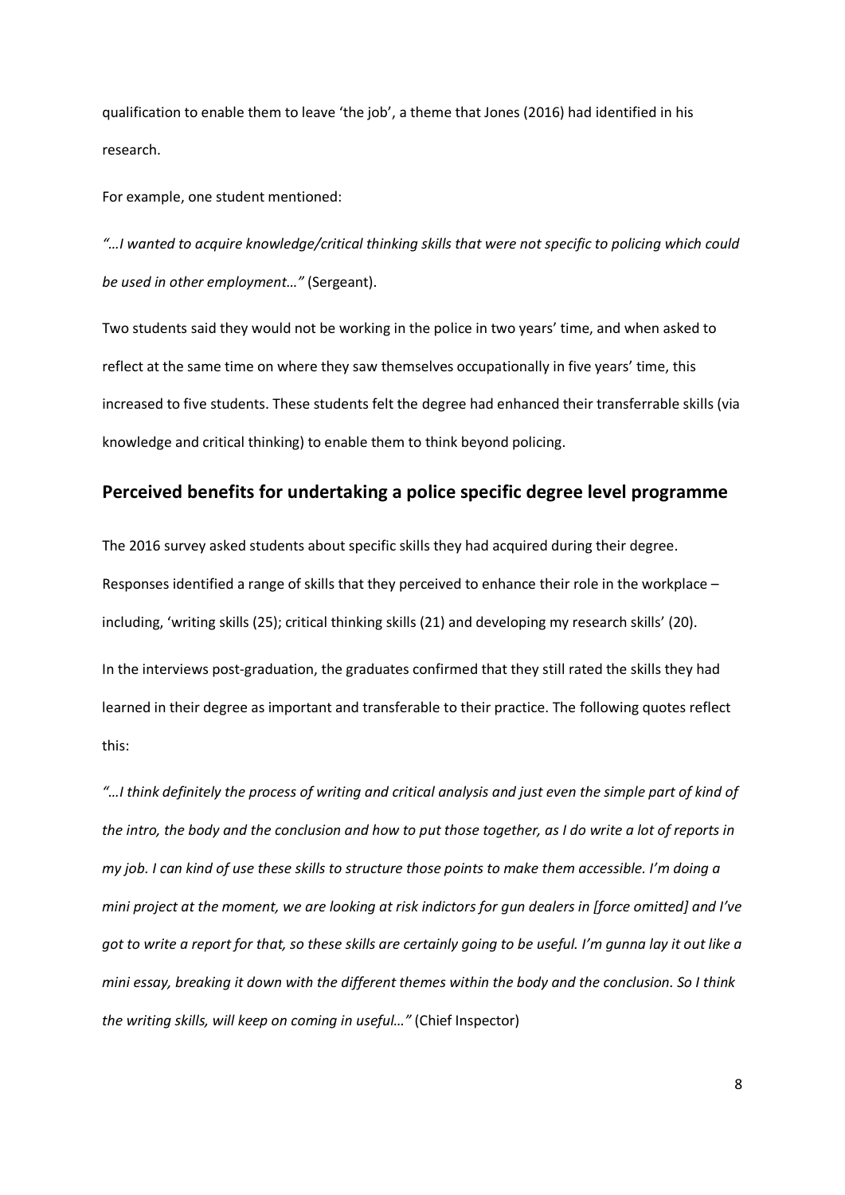qualification to enable them to leave 'the job', a theme that Jones (2016) had identified in his research.

For example, one student mentioned:

*"…I wanted to acquire knowledge/critical thinking skills that were not specific to policing which could be used in other employment…"* (Sergeant).

Two students said they would not be working in the police in two years' time, and when asked to reflect at the same time on where they saw themselves occupationally in five years' time, this increased to five students. These students felt the degree had enhanced their transferrable skills (via knowledge and critical thinking) to enable them to think beyond policing.

## Perceived benefits for undertaking a police specific degree level programme

The 2016 survey asked students about specific skills they had acquired during their degree. Responses identified a range of skills that they perceived to enhance their role in the workplace – including, 'writing skills (25); critical thinking skills (21) and developing my research skills' (20).

In the interviews post-graduation, the graduates confirmed that they still rated the skills they had learned in their degree as important and transferable to their practice. The following quotes reflect this:

*"…I think definitely the process of writing and critical analysis and just even the simple part of kind of the intro, the body and the conclusion and how to put those together, as I do write a lot of reports in my job. I can kind of use these skills to structure those points to make them accessible. I'm doing a mini project at the moment, we are looking at risk indictors for gun dealers in [force omitted] and I've got to write a report for that, so these skills are certainly going to be useful. I'm gunna lay it out like a mini essay, breaking it down with the different themes within the body and the conclusion. So I think the writing skills, will keep on coming in useful…"* (Chief Inspector)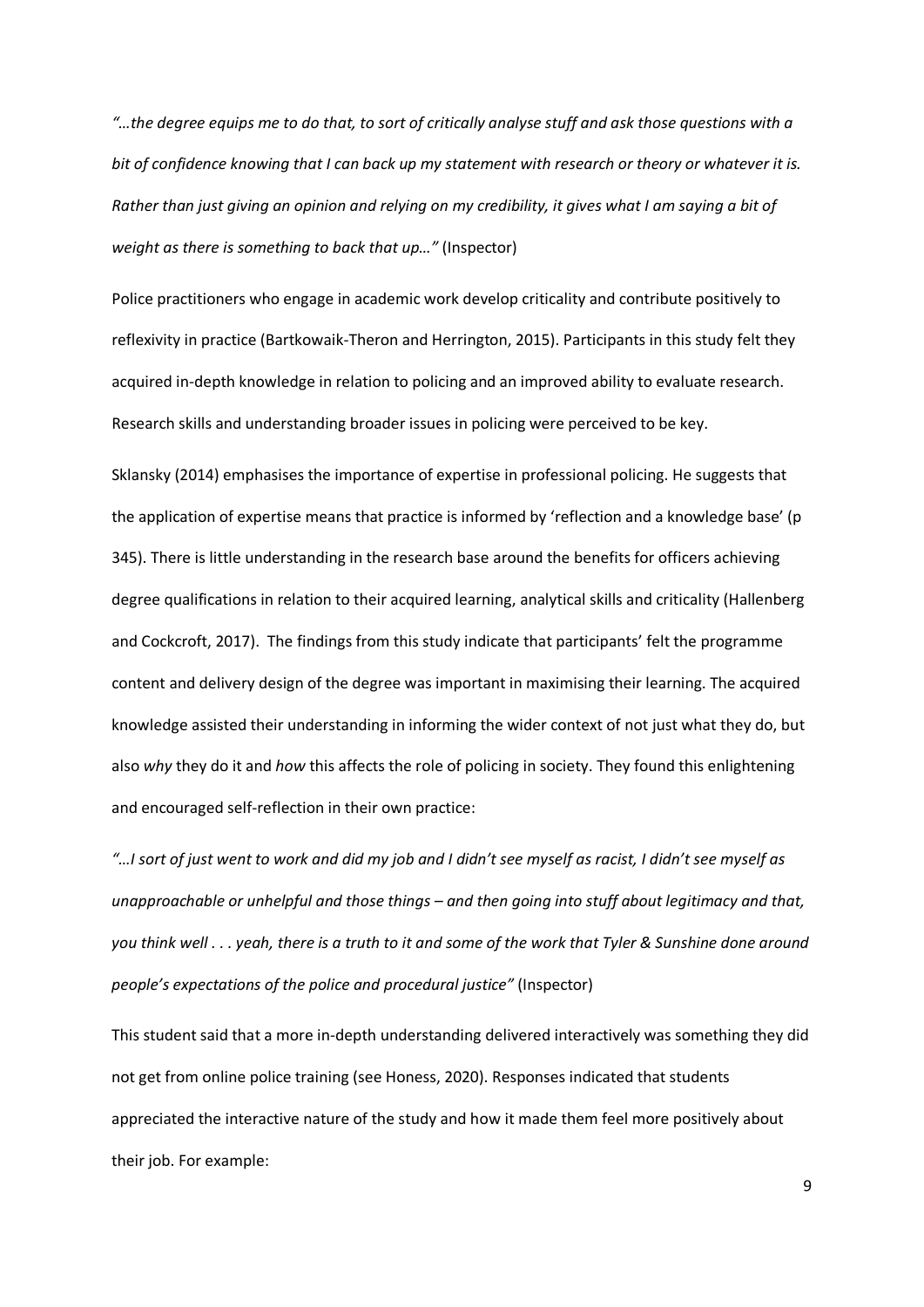*"…the degree equips me to do that, to sort of critically analyse stuff and ask those questions with a bit of confidence knowing that I can back up my statement with research or theory or whatever it is. Rather than just giving an opinion and relying on my credibility, it gives what I am saying a bit of weight as there is something to back that up…"* (Inspector)

Police practitioners who engage in academic work develop criticality and contribute positively to reflexivity in practice (Bartkowaik-Theron and Herrington, 2015). Participants in this study felt they acquired in-depth knowledge in relation to policing and an improved ability to evaluate research. Research skills and understanding broader issues in policing were perceived to be key.

Sklansky (2014) emphasises the importance of expertise in professional policing. He suggests that the application of expertise means that practice is informed by 'reflection and a knowledge base' (p 345). There is little understanding in the research base around the benefits for officers achieving degree qualifications in relation to their acquired learning, analytical skills and criticality (Hallenberg and Cockcroft, 2017). The findings from this study indicate that participants' felt the programme content and delivery design of the degree was important in maximising their learning. The acquired knowledge assisted their understanding in informing the wider context of not just what they do, but also *why* they do it and *how* this affects the role of policing in society. They found this enlightening and encouraged self-reflection in their own practice:

*"…I sort of just went to work and did my job and I didn't see myself as racist, I didn't see myself as unapproachable or unhelpful and those things – and then going into stuff about legitimacy and that, you think well . . . yeah, there is a truth to it and some of the work that Tyler & Sunshine done around people's expectations of the police and procedural justice"* (Inspector)

This student said that a more in-depth understanding delivered interactively was something they did not get from online police training (see Honess, 2020). Responses indicated that students appreciated the interactive nature of the study and how it made them feel more positively about their job. For example: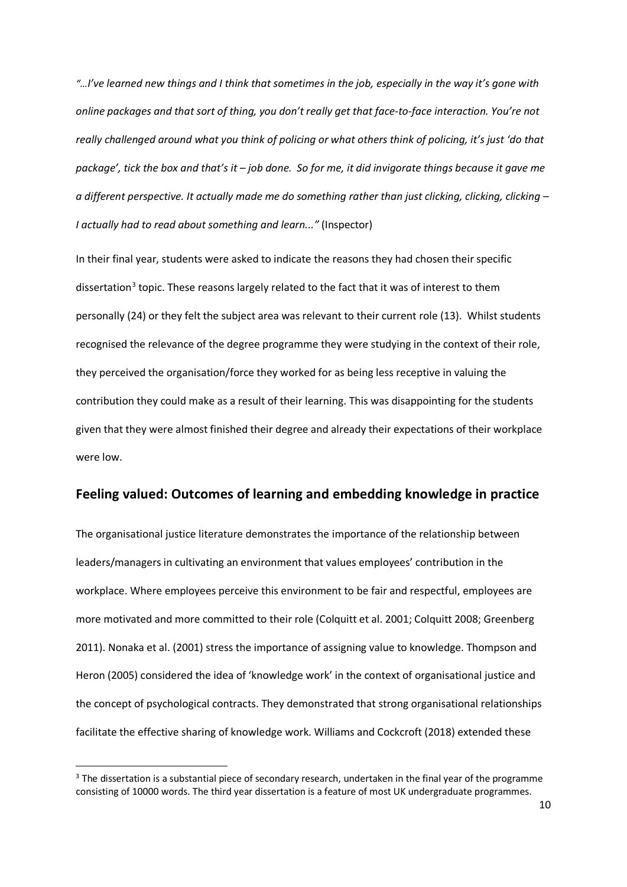*"…I've learned new things and I think that sometimes in the job, especially in the way it's gone with online packages and that sort of thing, you don't really get that face-to-face interaction. You're not really challenged around what you think of policing or what others think of policing, it's just 'do that package', tick the box and that's it – job done. So for me, it did invigorate things because it gave me a different perspective. It actually made me do something rather than just clicking, clicking, clicking – I actually had to read about something and learn..."* (Inspector)

In their final year, students were asked to indicate the reasons they had chosen their specific dissertation[3] topic. These reasons largely related to the fact that it was of interest to them personally (24) or they felt the subject area was relevant to their current role (13). Whilst students recognised the relevance of the degree programme they were studying in the context of their role, they perceived the organisation/force they worked for as being less receptive in valuing the contribution they could make as a result of their learning. This was disappointing for the students given that they were almost finished their degree and already their expectations of their workplace were low.

## Feeling valued: Outcomes of learning and embedding knowledge in practice

The organisational justice literature demonstrates the importance of the relationship between leaders/managers in cultivating an environment that values employees' contribution in the workplace. Where employees perceive this environment to be fair and respectful, employees are more motivated and more committed to their role (Colquitt et al. 2001; Colquitt 2008; Greenberg 2011). Nonaka et al. (2001) stress the importance of assigning value to knowledge. Thompson and Heron (2005) considered the idea of 'knowledge work' in the context of organisational justice and the concept of psychological contracts. They demonstrated that strong organisational relationships facilitate the effective sharing of knowledge work. Williams and Cockcroft (2018) extended these

[3] The dissertation is a substantial piece of secondary research, undertaken in the final year of the programme consisting of 10000 words. The third year dissertation is a feature of most UK undergraduate programmes.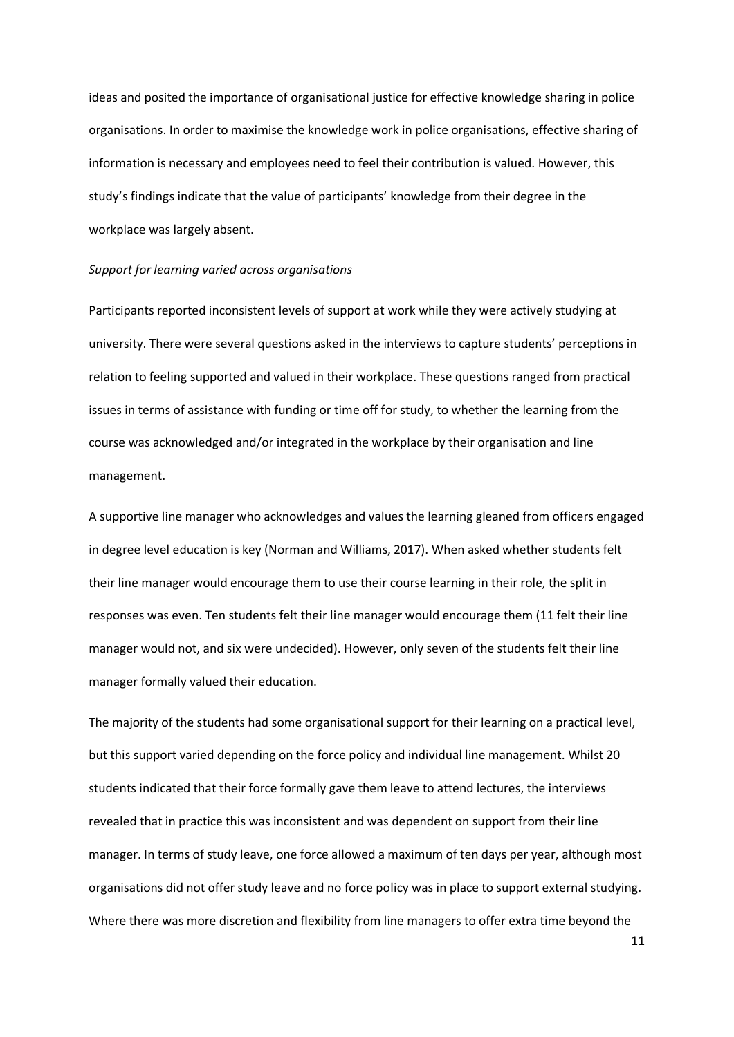ideas and posited the importance of organisational justice for effective knowledge sharing in police organisations. In order to maximise the knowledge work in police organisations, effective sharing of information is necessary and employees need to feel their contribution is valued. However, this study's findings indicate that the value of participants' knowledge from their degree in the workplace was largely absent.

*Support for learning varied across organisations*

Participants reported inconsistent levels of support at work while they were actively studying at university. There were several questions asked in the interviews to capture students' perceptions in relation to feeling supported and valued in their workplace. These questions ranged from practical issues in terms of assistance with funding or time off for study, to whether the learning from the course was acknowledged and/or integrated in the workplace by their organisation and line management.

A supportive line manager who acknowledges and values the learning gleaned from officers engaged in degree level education is key (Norman and Williams, 2017). When asked whether students felt their line manager would encourage them to use their course learning in their role, the split in responses was even. Ten students felt their line manager would encourage them (11 felt their line manager would not, and six were undecided). However, only seven of the students felt their line manager formally valued their education.

The majority of the students had some organisational support for their learning on a practical level, but this support varied depending on the force policy and individual line management. Whilst 20 students indicated that their force formally gave them leave to attend lectures, the interviews revealed that in practice this was inconsistent and was dependent on support from their line manager. In terms of study leave, one force allowed a maximum of ten days per year, although most organisations did not offer study leave and no force policy was in place to support external studying. Where there was more discretion and flexibility from line managers to offer extra time beyond the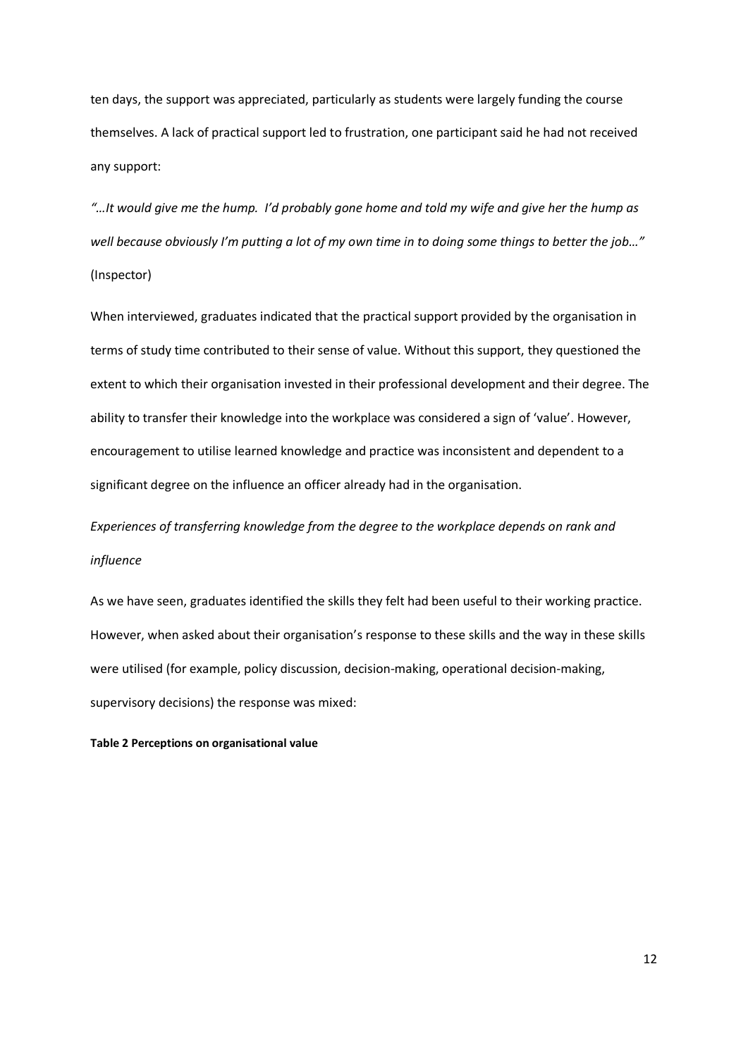ten days, the support was appreciated, particularly as students were largely funding the course themselves. A lack of practical support led to frustration, one participant said he had not received any support:

*"…It would give me the hump. I'd probably gone home and told my wife and give her the hump as well because obviously I'm putting a lot of my own time in to doing some things to better the job…"* (Inspector)

When interviewed, graduates indicated that the practical support provided by the organisation in terms of study time contributed to their sense of value. Without this support, they questioned the extent to which their organisation invested in their professional development and their degree. The ability to transfer their knowledge into the workplace was considered a sign of 'value'. However, encouragement to utilise learned knowledge and practice was inconsistent and dependent to a significant degree on the influence an officer already had in the organisation.

*Experiences of transferring knowledge from the degree to the workplace depends on rank and influence*

As we have seen, graduates identified the skills they felt had been useful to their working practice. However, when asked about their organisation's response to these skills and the way in these skills were utilised (for example, policy discussion, decision-making, operational decision-making, supervisory decisions) the response was mixed:

**Table 2 Perceptions on organisational value**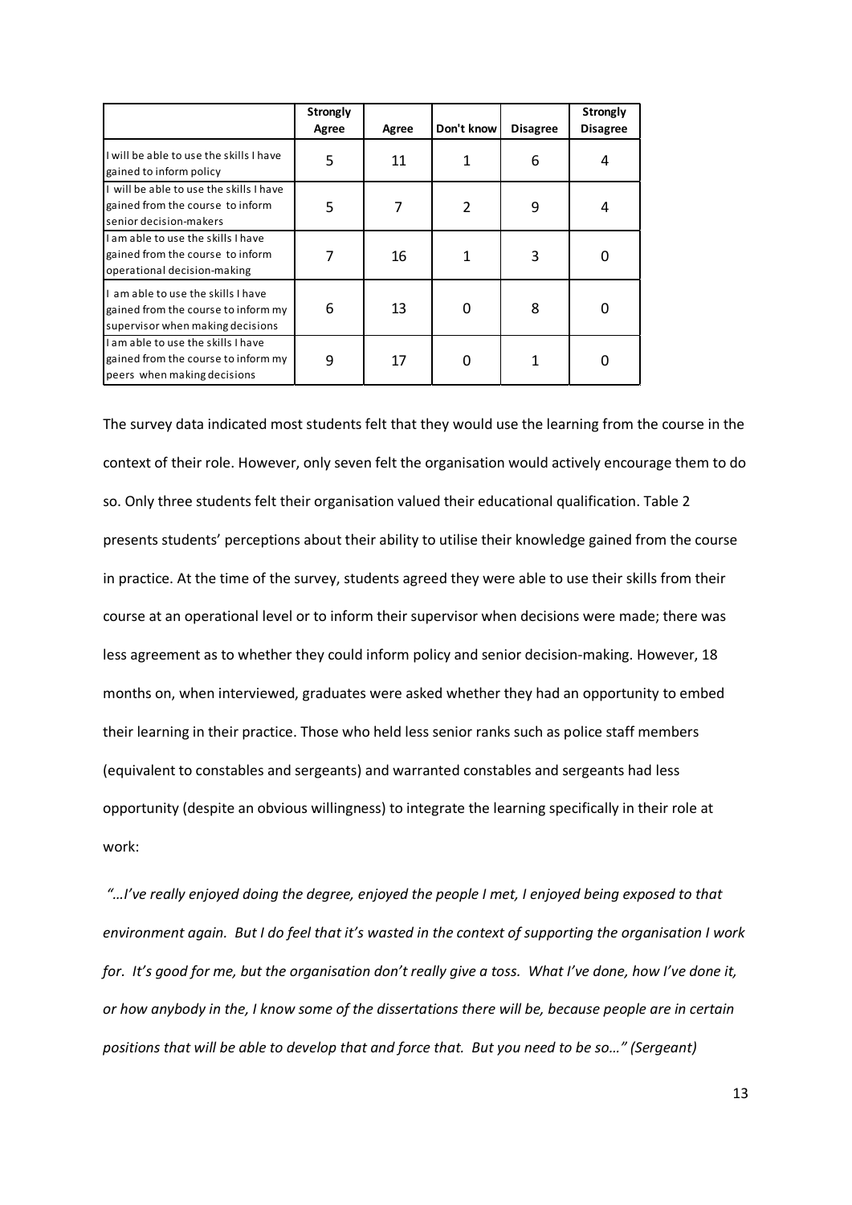| | Strongly Agree | Agree | Don't know | Disagree | Strongly Disagree |
|---|---|---|---|---|---|
| I will be able to use the skills I have gained to inform policy | 5 | 11 | 1 | 6 | 4 |
| I will be able to use the skills I have gained from the course to inform senior decision-makers | 5 | 7 | 2 | 9 | 4 |
| I am able to use the skills I have gained from the course to inform operational decision-making | 7 | 16 | 1 | 3 | 0 |
| I am able to use the skills I have gained from the course to inform my supervisor when making decisions | 6 | 13 | 0 | 8 | 0 |
| I am able to use the skills I have gained from the course to inform my peers when making decisions | 9 | 17 | 0 | 1 | 0 |

The survey data indicated most students felt that they would use the learning from the course in the context of their role. However, only seven felt the organisation would actively encourage them to do so. Only three students felt their organisation valued their educational qualification. Table 2 presents students' perceptions about their ability to utilise their knowledge gained from the course in practice. At the time of the survey, students agreed they were able to use their skills from their course at an operational level or to inform their supervisor when decisions were made; there was less agreement as to whether they could inform policy and senior decision-making. However, 18 months on, when interviewed, graduates were asked whether they had an opportunity to embed their learning in their practice. Those who held less senior ranks such as police staff members (equivalent to constables and sergeants) and warranted constables and sergeants had less opportunity (despite an obvious willingness) to integrate the learning specifically in their role at work:

*"…I've really enjoyed doing the degree, enjoyed the people I met, I enjoyed being exposed to that environment again. But I do feel that it's wasted in the context of supporting the organisation I work for. It's good for me, but the organisation don't really give a toss. What I've done, how I've done it, or how anybody in the, I know some of the dissertations there will be, because people are in certain positions that will be able to develop that and force that. But you need to be so…" (Sergeant)*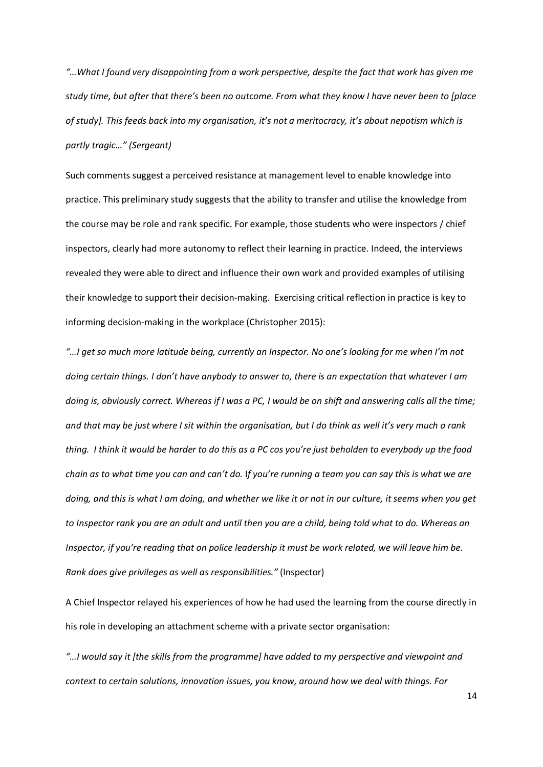*"…What I found very disappointing from a work perspective, despite the fact that work has given me study time, but after that there's been no outcome. From what they know I have never been to [place of study]. This feeds back into my organisation, it's not a meritocracy, it's about nepotism which is partly tragic…" (Sergeant)*

Such comments suggest a perceived resistance at management level to enable knowledge into practice. This preliminary study suggests that the ability to transfer and utilise the knowledge from the course may be role and rank specific. For example, those students who were inspectors / chief inspectors, clearly had more autonomy to reflect their learning in practice. Indeed, the interviews revealed they were able to direct and influence their own work and provided examples of utilising their knowledge to support their decision-making. Exercising critical reflection in practice is key to informing decision-making in the workplace (Christopher 2015):

*"…I get so much more latitude being, currently an Inspector. No one's looking for me when I'm not doing certain things. I don't have anybody to answer to, there is an expectation that whatever I am doing is, obviously correct. Whereas if I was a PC, I would be on shift and answering calls all the time; and that may be just where I sit within the organisation, but I do think as well it's very much a rank thing. I think it would be harder to do this as a PC cos you're just beholden to everybody up the food chain as to what time you can and can't do. If you're running a team you can say this is what we are doing, and this is what I am doing, and whether we like it or not in our culture, it seems when you get to Inspector rank you are an adult and until then you are a child, being told what to do. Whereas an Inspector, if you're reading that on police leadership it must be work related, we will leave him be. Rank does give privileges as well as responsibilities."* (Inspector)

A Chief Inspector relayed his experiences of how he had used the learning from the course directly in his role in developing an attachment scheme with a private sector organisation:

*"…I would say it [the skills from the programme] have added to my perspective and viewpoint and context to certain solutions, innovation issues, you know, around how we deal with things. For*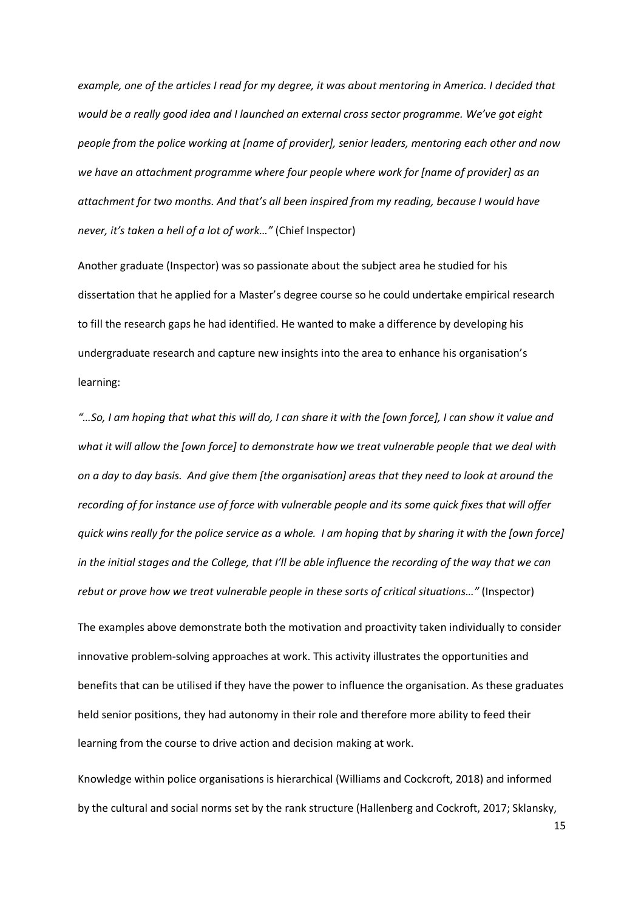*example, one of the articles I read for my degree, it was about mentoring in America. I decided that would be a really good idea and I launched an external cross sector programme. We've got eight people from the police working at [name of provider], senior leaders, mentoring each other and now we have an attachment programme where four people where work for [name of provider] as an attachment for two months. And that's all been inspired from my reading, because I would have never, it's taken a hell of a lot of work…"* (Chief Inspector)

Another graduate (Inspector) was so passionate about the subject area he studied for his dissertation that he applied for a Master's degree course so he could undertake empirical research to fill the research gaps he had identified. He wanted to make a difference by developing his undergraduate research and capture new insights into the area to enhance his organisation's learning:

*"…So, I am hoping that what this will do, I can share it with the [own force], I can show it value and what it will allow the [own force] to demonstrate how we treat vulnerable people that we deal with on a day to day basis. And give them [the organisation] areas that they need to look at around the recording of for instance use of force with vulnerable people and its some quick fixes that will offer quick wins really for the police service as a whole. I am hoping that by sharing it with the [own force] in the initial stages and the College, that I'll be able influence the recording of the way that we can rebut or prove how we treat vulnerable people in these sorts of critical situations…"* (Inspector)

The examples above demonstrate both the motivation and proactivity taken individually to consider innovative problem-solving approaches at work. This activity illustrates the opportunities and benefits that can be utilised if they have the power to influence the organisation. As these graduates held senior positions, they had autonomy in their role and therefore more ability to feed their learning from the course to drive action and decision making at work.

Knowledge within police organisations is hierarchical (Williams and Cockcroft, 2018) and informed by the cultural and social norms set by the rank structure (Hallenberg and Cockcroft, 2017; Sklansky,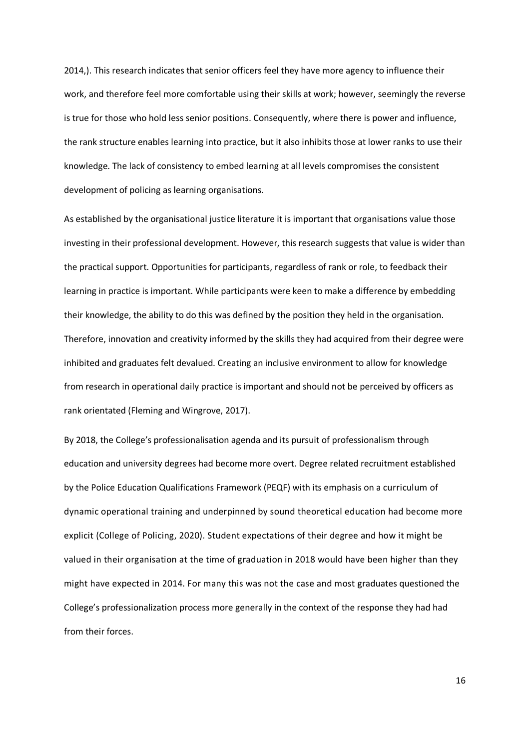2014,). This research indicates that senior officers feel they have more agency to influence their work, and therefore feel more comfortable using their skills at work; however, seemingly the reverse is true for those who hold less senior positions. Consequently, where there is power and influence, the rank structure enables learning into practice, but it also inhibits those at lower ranks to use their knowledge. The lack of consistency to embed learning at all levels compromises the consistent development of policing as learning organisations.

As established by the organisational justice literature it is important that organisations value those investing in their professional development. However, this research suggests that value is wider than the practical support. Opportunities for participants, regardless of rank or role, to feedback their learning in practice is important. While participants were keen to make a difference by embedding their knowledge, the ability to do this was defined by the position they held in the organisation. Therefore, innovation and creativity informed by the skills they had acquired from their degree were inhibited and graduates felt devalued. Creating an inclusive environment to allow for knowledge from research in operational daily practice is important and should not be perceived by officers as rank orientated (Fleming and Wingrove, 2017).

By 2018, the College's professionalisation agenda and its pursuit of professionalism through education and university degrees had become more overt. Degree related recruitment established by the Police Education Qualifications Framework (PEQF) with its emphasis on a curriculum of dynamic operational training and underpinned by sound theoretical education had become more explicit (College of Policing, 2020). Student expectations of their degree and how it might be valued in their organisation at the time of graduation in 2018 would have been higher than they might have expected in 2014. For many this was not the case and most graduates questioned the College's professionalization process more generally in the context of the response they had had from their forces.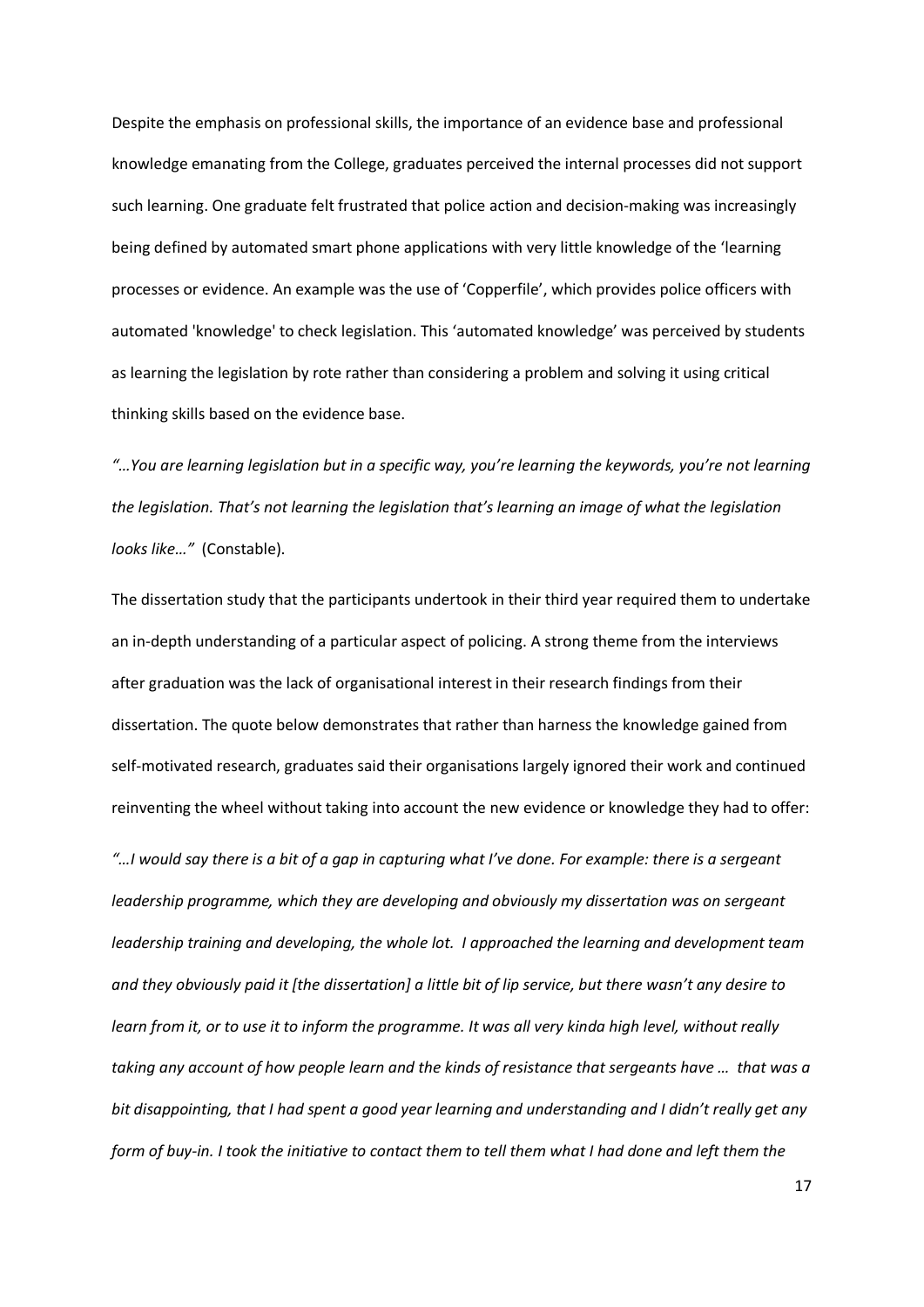Despite the emphasis on professional skills, the importance of an evidence base and professional knowledge emanating from the College, graduates perceived the internal processes did not support such learning. One graduate felt frustrated that police action and decision-making was increasingly being defined by automated smart phone applications with very little knowledge of the 'learning processes or evidence. An example was the use of 'Copperfile', which provides police officers with automated 'knowledge' to check legislation. This 'automated knowledge' was perceived by students as learning the legislation by rote rather than considering a problem and solving it using critical thinking skills based on the evidence base.

*"…You are learning legislation but in a specific way, you're learning the keywords, you're not learning the legislation. That's not learning the legislation that's learning an image of what the legislation looks like…"* (Constable).

The dissertation study that the participants undertook in their third year required them to undertake an in-depth understanding of a particular aspect of policing. A strong theme from the interviews after graduation was the lack of organisational interest in their research findings from their dissertation. The quote below demonstrates that rather than harness the knowledge gained from self-motivated research, graduates said their organisations largely ignored their work and continued reinventing the wheel without taking into account the new evidence or knowledge they had to offer:

*"…I would say there is a bit of a gap in capturing what I've done. For example: there is a sergeant leadership programme, which they are developing and obviously my dissertation was on sergeant leadership training and developing, the whole lot. I approached the learning and development team and they obviously paid it [the dissertation] a little bit of lip service, but there wasn't any desire to learn from it, or to use it to inform the programme. It was all very kinda high level, without really taking any account of how people learn and the kinds of resistance that sergeants have … that was a bit disappointing, that I had spent a good year learning and understanding and I didn't really get any form of buy-in. I took the initiative to contact them to tell them what I had done and left them the*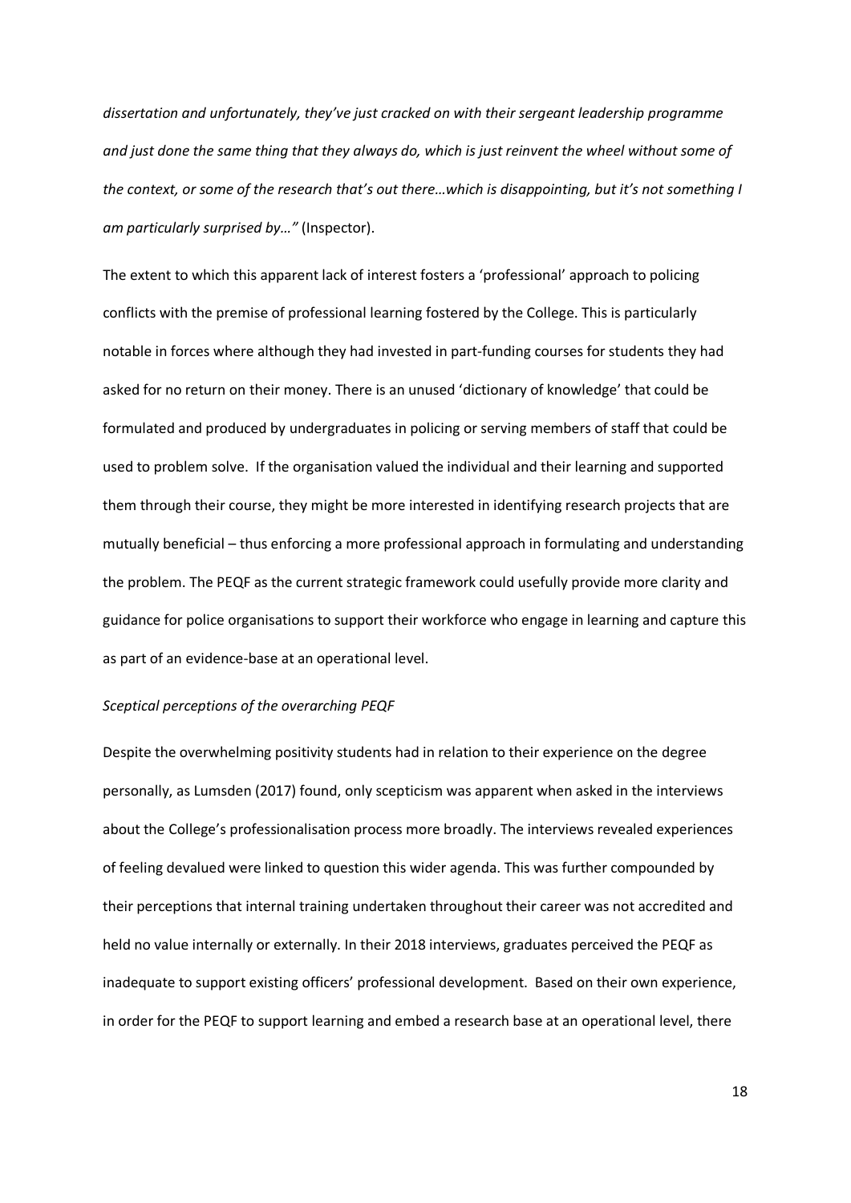*dissertation and unfortunately, they've just cracked on with their sergeant leadership programme and just done the same thing that they always do, which is just reinvent the wheel without some of the context, or some of the research that's out there…which is disappointing, but it's not something I am particularly surprised by…"* (Inspector).

The extent to which this apparent lack of interest fosters a 'professional' approach to policing conflicts with the premise of professional learning fostered by the College. This is particularly notable in forces where although they had invested in part-funding courses for students they had asked for no return on their money. There is an unused 'dictionary of knowledge' that could be formulated and produced by undergraduates in policing or serving members of staff that could be used to problem solve. If the organisation valued the individual and their learning and supported them through their course, they might be more interested in identifying research projects that are mutually beneficial – thus enforcing a more professional approach in formulating and understanding the problem. The PEQF as the current strategic framework could usefully provide more clarity and guidance for police organisations to support their workforce who engage in learning and capture this as part of an evidence-base at an operational level.

*Sceptical perceptions of the overarching PEQF*

Despite the overwhelming positivity students had in relation to their experience on the degree personally, as Lumsden (2017) found, only scepticism was apparent when asked in the interviews about the College's professionalisation process more broadly. The interviews revealed experiences of feeling devalued were linked to question this wider agenda. This was further compounded by their perceptions that internal training undertaken throughout their career was not accredited and held no value internally or externally. In their 2018 interviews, graduates perceived the PEQF as inadequate to support existing officers' professional development. Based on their own experience, in order for the PEQF to support learning and embed a research base at an operational level, there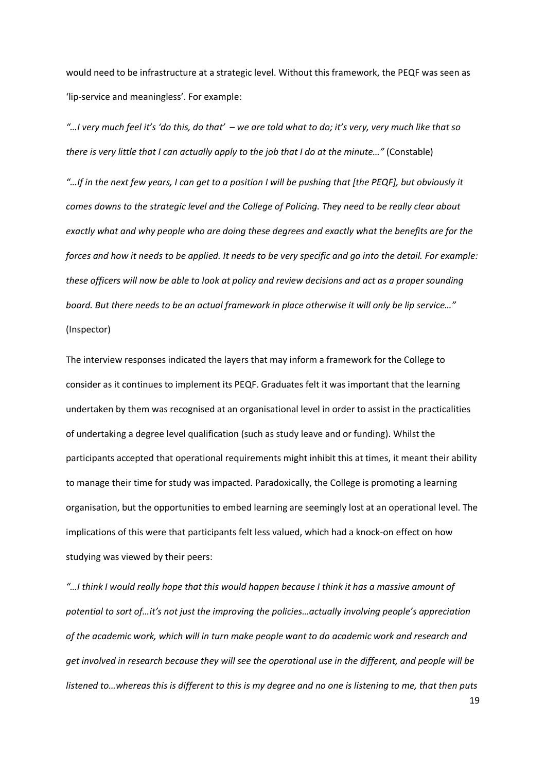would need to be infrastructure at a strategic level. Without this framework, the PEQF was seen as 'lip-service and meaningless'. For example:

*"…I very much feel it's 'do this, do that' – we are told what to do; it's very, very much like that so there is very little that I can actually apply to the job that I do at the minute…"* (Constable)

*"…If in the next few years, I can get to a position I will be pushing that [the PEQF], but obviously it comes downs to the strategic level and the College of Policing. They need to be really clear about exactly what and why people who are doing these degrees and exactly what the benefits are for the forces and how it needs to be applied. It needs to be very specific and go into the detail. For example: these officers will now be able to look at policy and review decisions and act as a proper sounding board. But there needs to be an actual framework in place otherwise it will only be lip service…"* (Inspector)

The interview responses indicated the layers that may inform a framework for the College to consider as it continues to implement its PEQF. Graduates felt it was important that the learning undertaken by them was recognised at an organisational level in order to assist in the practicalities of undertaking a degree level qualification (such as study leave and or funding). Whilst the participants accepted that operational requirements might inhibit this at times, it meant their ability to manage their time for study was impacted. Paradoxically, the College is promoting a learning organisation, but the opportunities to embed learning are seemingly lost at an operational level. The implications of this were that participants felt less valued, which had a knock-on effect on how studying was viewed by their peers:

*"…I think I would really hope that this would happen because I think it has a massive amount of potential to sort of…it's not just the improving the policies…actually involving people's appreciation of the academic work, which will in turn make people want to do academic work and research and get involved in research because they will see the operational use in the different, and people will be listened to…whereas this is different to this is my degree and no one is listening to me, that then puts*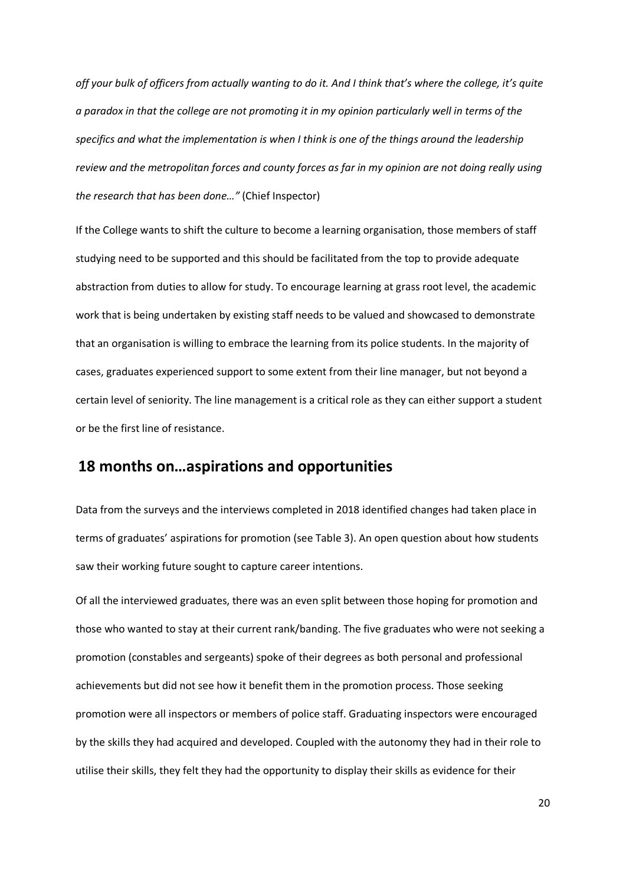*off your bulk of officers from actually wanting to do it. And I think that's where the college, it's quite a paradox in that the college are not promoting it in my opinion particularly well in terms of the specifics and what the implementation is when I think is one of the things around the leadership review and the metropolitan forces and county forces as far in my opinion are not doing really using the research that has been done…"* (Chief Inspector)

If the College wants to shift the culture to become a learning organisation, those members of staff studying need to be supported and this should be facilitated from the top to provide adequate abstraction from duties to allow for study. To encourage learning at grass root level, the academic work that is being undertaken by existing staff needs to be valued and showcased to demonstrate that an organisation is willing to embrace the learning from its police students. In the majority of cases, graduates experienced support to some extent from their line manager, but not beyond a certain level of seniority. The line management is a critical role as they can either support a student or be the first line of resistance.

## 18 months on…aspirations and opportunities

Data from the surveys and the interviews completed in 2018 identified changes had taken place in terms of graduates' aspirations for promotion (see Table 3). An open question about how students saw their working future sought to capture career intentions.

Of all the interviewed graduates, there was an even split between those hoping for promotion and those who wanted to stay at their current rank/banding. The five graduates who were not seeking a promotion (constables and sergeants) spoke of their degrees as both personal and professional achievements but did not see how it benefit them in the promotion process. Those seeking promotion were all inspectors or members of police staff. Graduating inspectors were encouraged by the skills they had acquired and developed. Coupled with the autonomy they had in their role to utilise their skills, they felt they had the opportunity to display their skills as evidence for their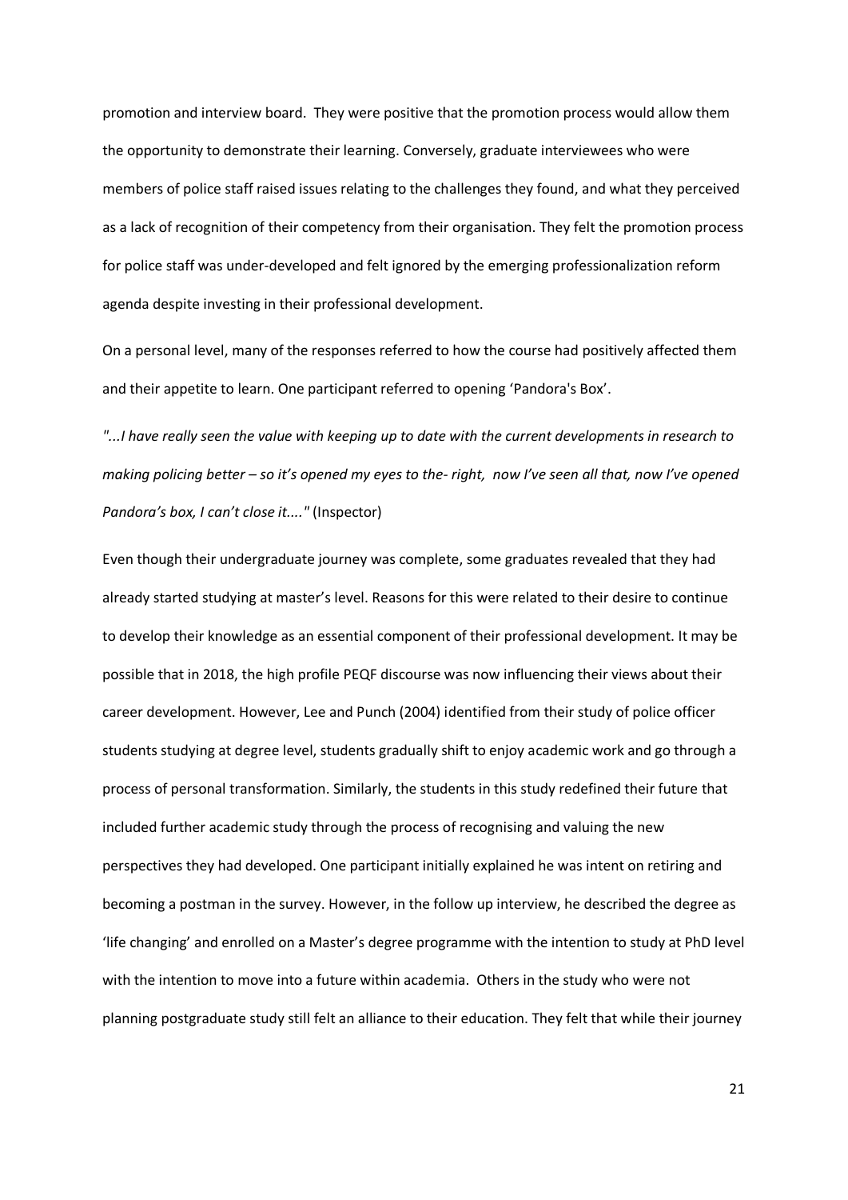promotion and interview board. They were positive that the promotion process would allow them the opportunity to demonstrate their learning. Conversely, graduate interviewees who were members of police staff raised issues relating to the challenges they found, and what they perceived as a lack of recognition of their competency from their organisation. They felt the promotion process for police staff was under-developed and felt ignored by the emerging professionalization reform agenda despite investing in their professional development.

On a personal level, many of the responses referred to how the course had positively affected them and their appetite to learn. One participant referred to opening 'Pandora's Box'.

*"...I have really seen the value with keeping up to date with the current developments in research to making policing better – so it's opened my eyes to the- right, now I've seen all that, now I've opened Pandora's box, I can't close it...."* (Inspector)

Even though their undergraduate journey was complete, some graduates revealed that they had already started studying at master's level. Reasons for this were related to their desire to continue to develop their knowledge as an essential component of their professional development. It may be possible that in 2018, the high profile PEQF discourse was now influencing their views about their career development. However, Lee and Punch (2004) identified from their study of police officer students studying at degree level, students gradually shift to enjoy academic work and go through a process of personal transformation. Similarly, the students in this study redefined their future that included further academic study through the process of recognising and valuing the new perspectives they had developed. One participant initially explained he was intent on retiring and becoming a postman in the survey. However, in the follow up interview, he described the degree as 'life changing' and enrolled on a Master's degree programme with the intention to study at PhD level with the intention to move into a future within academia. Others in the study who were not planning postgraduate study still felt an alliance to their education. They felt that while their journey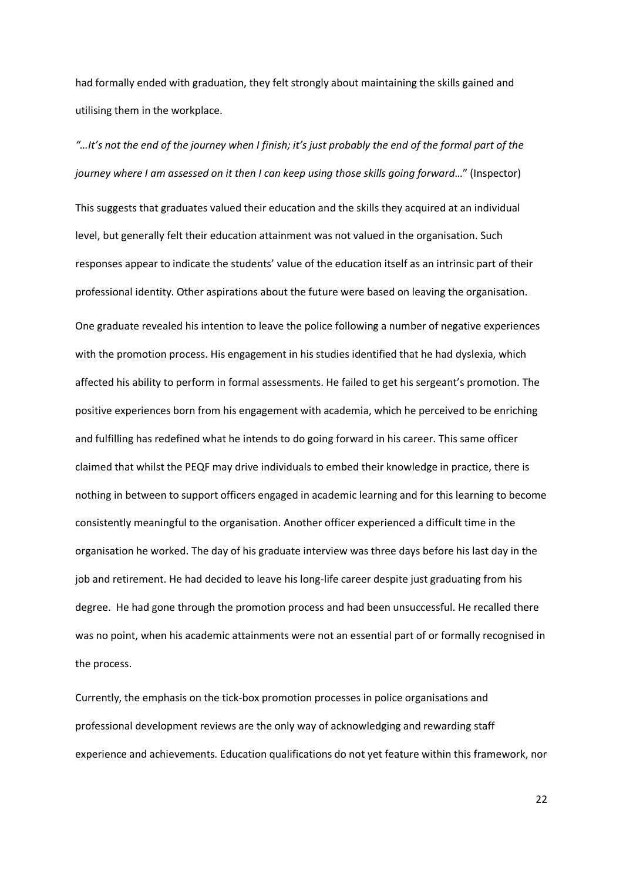had formally ended with graduation, they felt strongly about maintaining the skills gained and utilising them in the workplace.

*"…It's not the end of the journey when I finish; it's just probably the end of the formal part of the journey where I am assessed on it then I can keep using those skills going forward…*" (Inspector)

This suggests that graduates valued their education and the skills they acquired at an individual level, but generally felt their education attainment was not valued in the organisation. Such responses appear to indicate the students' value of the education itself as an intrinsic part of their professional identity. Other aspirations about the future were based on leaving the organisation.

One graduate revealed his intention to leave the police following a number of negative experiences with the promotion process. His engagement in his studies identified that he had dyslexia, which affected his ability to perform in formal assessments. He failed to get his sergeant's promotion. The positive experiences born from his engagement with academia, which he perceived to be enriching and fulfilling has redefined what he intends to do going forward in his career. This same officer claimed that whilst the PEQF may drive individuals to embed their knowledge in practice, there is nothing in between to support officers engaged in academic learning and for this learning to become consistently meaningful to the organisation. Another officer experienced a difficult time in the organisation he worked. The day of his graduate interview was three days before his last day in the job and retirement. He had decided to leave his long-life career despite just graduating from his degree. He had gone through the promotion process and had been unsuccessful. He recalled there was no point, when his academic attainments were not an essential part of or formally recognised in the process.

Currently, the emphasis on the tick-box promotion processes in police organisations and professional development reviews are the only way of acknowledging and rewarding staff experience and achievements. Education qualifications do not yet feature within this framework, nor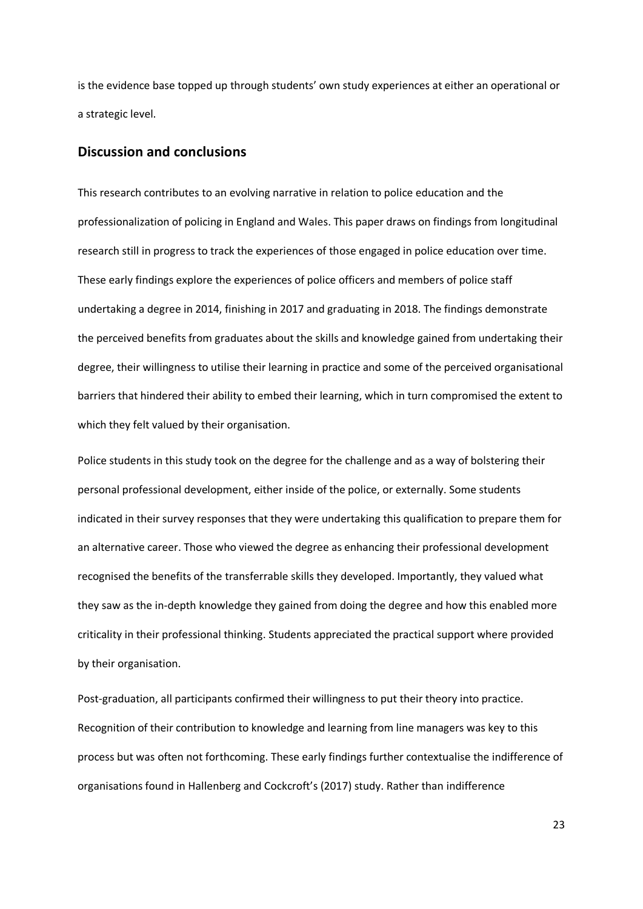is the evidence base topped up through students' own study experiences at either an operational or a strategic level.

## Discussion and conclusions

This research contributes to an evolving narrative in relation to police education and the professionalization of policing in England and Wales. This paper draws on findings from longitudinal research still in progress to track the experiences of those engaged in police education over time. These early findings explore the experiences of police officers and members of police staff undertaking a degree in 2014, finishing in 2017 and graduating in 2018. The findings demonstrate the perceived benefits from graduates about the skills and knowledge gained from undertaking their degree, their willingness to utilise their learning in practice and some of the perceived organisational barriers that hindered their ability to embed their learning, which in turn compromised the extent to which they felt valued by their organisation.

Police students in this study took on the degree for the challenge and as a way of bolstering their personal professional development, either inside of the police, or externally. Some students indicated in their survey responses that they were undertaking this qualification to prepare them for an alternative career. Those who viewed the degree as enhancing their professional development recognised the benefits of the transferrable skills they developed. Importantly, they valued what they saw as the in-depth knowledge they gained from doing the degree and how this enabled more criticality in their professional thinking. Students appreciated the practical support where provided by their organisation.

Post-graduation, all participants confirmed their willingness to put their theory into practice. Recognition of their contribution to knowledge and learning from line managers was key to this process but was often not forthcoming. These early findings further contextualise the indifference of organisations found in Hallenberg and Cockcroft's (2017) study. Rather than indifference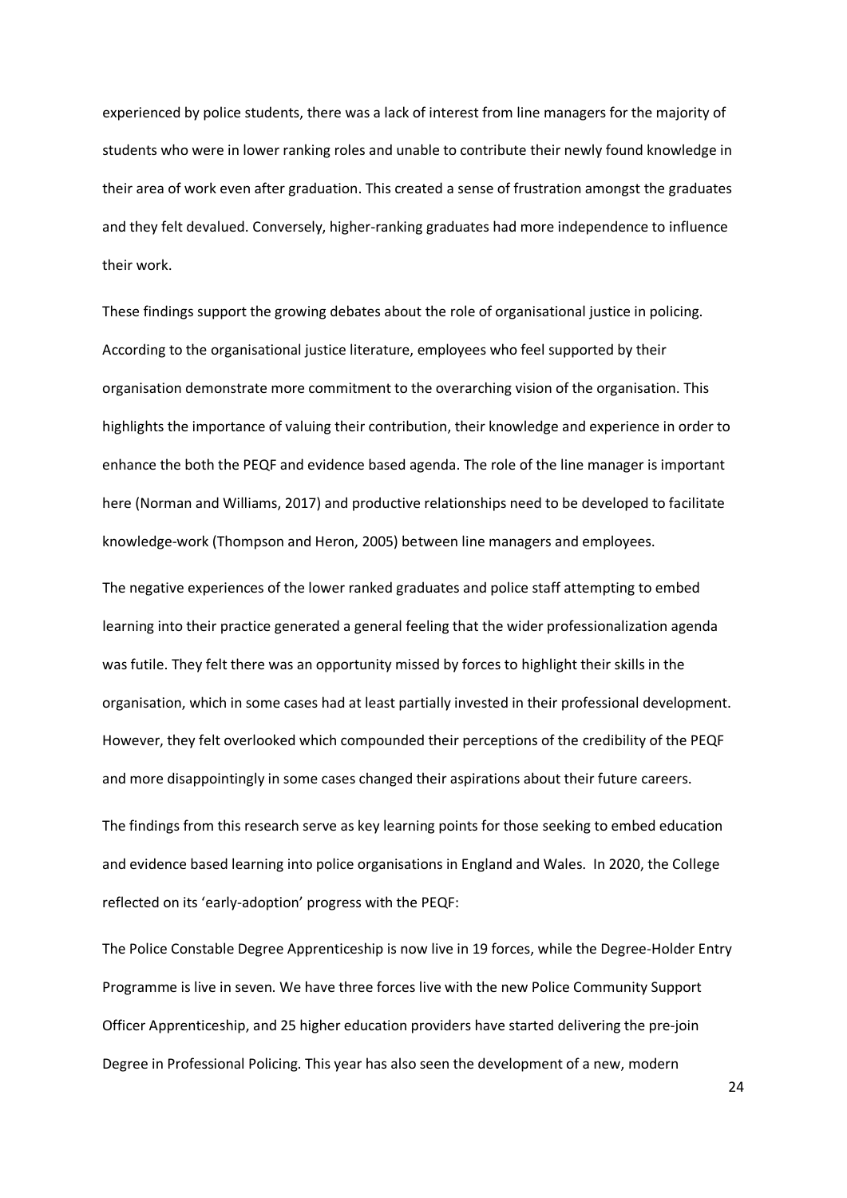experienced by police students, there was a lack of interest from line managers for the majority of students who were in lower ranking roles and unable to contribute their newly found knowledge in their area of work even after graduation. This created a sense of frustration amongst the graduates and they felt devalued. Conversely, higher-ranking graduates had more independence to influence their work.

These findings support the growing debates about the role of organisational justice in policing. According to the organisational justice literature, employees who feel supported by their organisation demonstrate more commitment to the overarching vision of the organisation. This highlights the importance of valuing their contribution, their knowledge and experience in order to enhance the both the PEQF and evidence based agenda. The role of the line manager is important here (Norman and Williams, 2017) and productive relationships need to be developed to facilitate knowledge-work (Thompson and Heron, 2005) between line managers and employees.

The negative experiences of the lower ranked graduates and police staff attempting to embed learning into their practice generated a general feeling that the wider professionalization agenda was futile. They felt there was an opportunity missed by forces to highlight their skills in the organisation, which in some cases had at least partially invested in their professional development. However, they felt overlooked which compounded their perceptions of the credibility of the PEQF and more disappointingly in some cases changed their aspirations about their future careers.

The findings from this research serve as key learning points for those seeking to embed education and evidence based learning into police organisations in England and Wales. In 2020, the College reflected on its 'early-adoption' progress with the PEQF:

The Police Constable Degree Apprenticeship is now live in 19 forces, while the Degree-Holder Entry Programme is live in seven. We have three forces live with the new Police Community Support Officer Apprenticeship, and 25 higher education providers have started delivering the pre-join Degree in Professional Policing. This year has also seen the development of a new, modern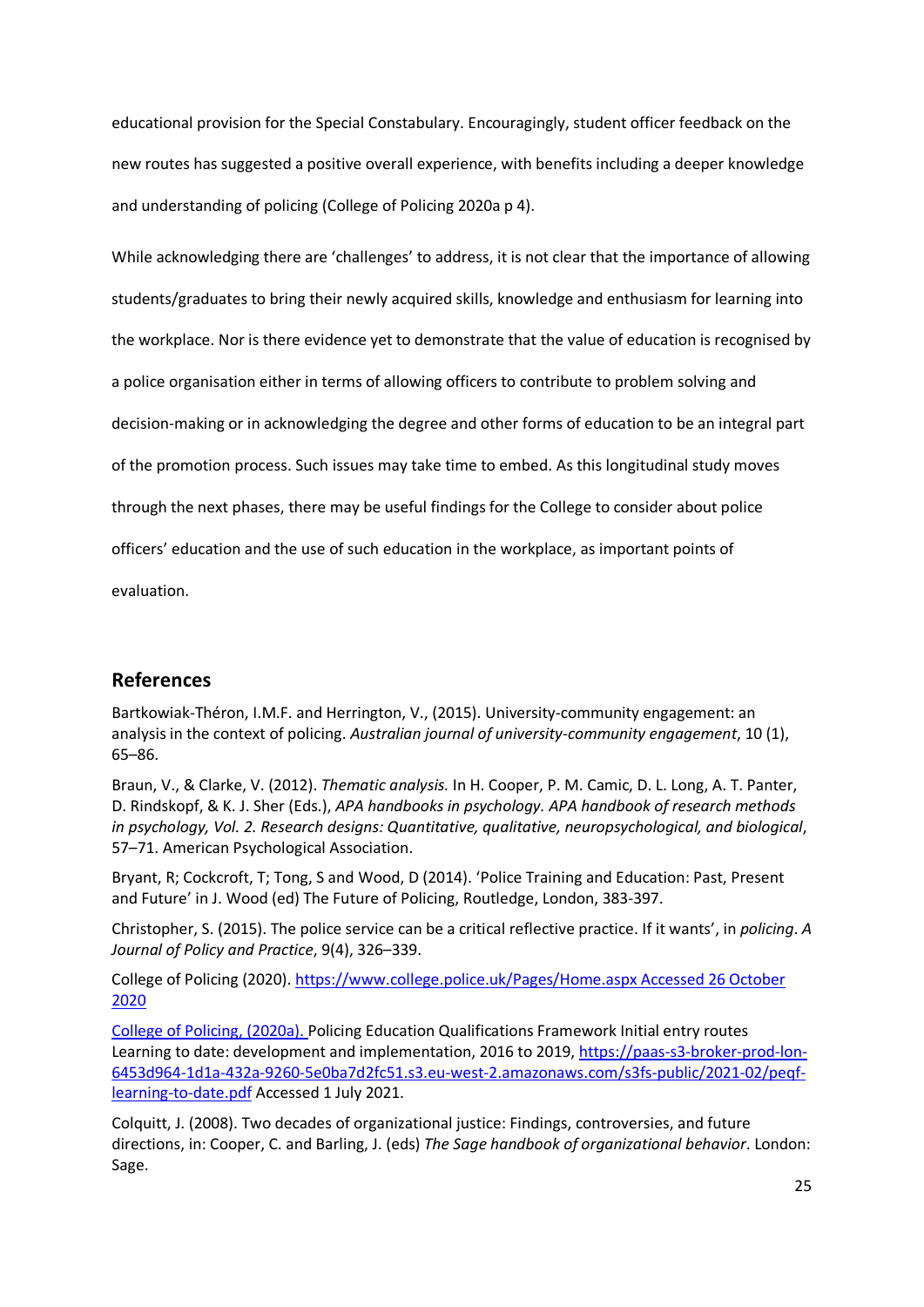educational provision for the Special Constabulary. Encouragingly, student officer feedback on the new routes has suggested a positive overall experience, with benefits including a deeper knowledge and understanding of policing (College of Policing 2020a p 4).

While acknowledging there are 'challenges' to address, it is not clear that the importance of allowing students/graduates to bring their newly acquired skills, knowledge and enthusiasm for learning into the workplace. Nor is there evidence yet to demonstrate that the value of education is recognised by a police organisation either in terms of allowing officers to contribute to problem solving and decision-making or in acknowledging the degree and other forms of education to be an integral part of the promotion process. Such issues may take time to embed. As this longitudinal study moves through the next phases, there may be useful findings for the College to consider about police officers' education and the use of such education in the workplace, as important points of evaluation.

## References

Bartkowiak-Théron, I.M.F. and Herrington, V., (2015). University-community engagement: an analysis in the context of policing. *Australian journal of university-community engagement*, 10 (1), 65–86.

Braun, V., & Clarke, V. (2012). *Thematic analysis.* In H. Cooper, P. M. Camic, D. L. Long, A. T. Panter, D. Rindskopf, & K. J. Sher (Eds.), *APA handbooks in psychology. APA handbook of research methods in psychology, Vol. 2. Research designs: Quantitative, qualitative, neuropsychological, and biological*, 57–71. American Psychological Association.

Bryant, R; Cockcroft, T; Tong, S and Wood, D (2014). 'Police Training and Education: Past, Present and Future' in J. Wood (ed) The Future of Policing, Routledge, London, 383-397.

Christopher, S. (2015). The police service can be a critical reflective practice. If it wants', in *policing. A Journal of Policy and Practice*, 9(4), 326–339.

College of Policing (2020). https://www.college.police.uk/Pages/Home.aspx Accessed 26 October 2020

College of Policing, (2020a). Policing Education Qualifications Framework Initial entry routes Learning to date: development and implementation, 2016 to 2019, https://paas-s3-broker-prod-lon-6453d964-1d1a-432a-9260-5e0ba7d2fc51.s3.eu-west-2.amazonaws.com/s3fs-public/2021-02/peqf-learning-to-date.pdf Accessed 1 July 2021.

Colquitt, J. (2008). Two decades of organizational justice: Findings, controversies, and future directions, in: Cooper, C. and Barling, J. (eds) *The Sage handbook of organizational behavior*. London: Sage.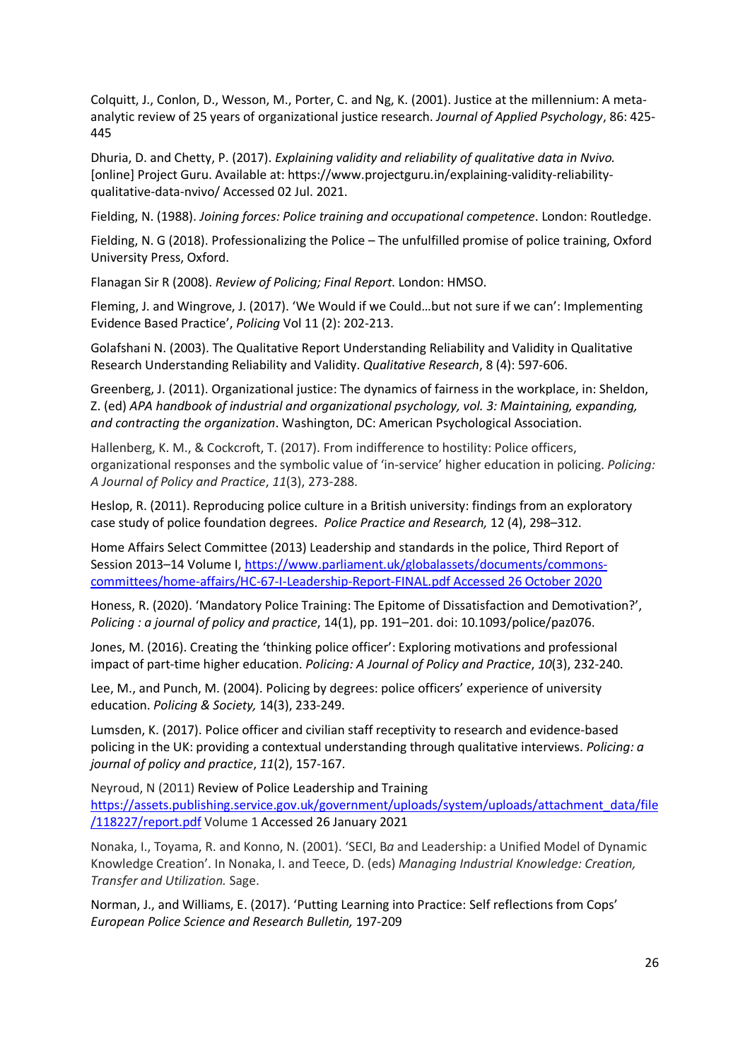Colquitt, J., Conlon, D., Wesson, M., Porter, C. and Ng, K. (2001). Justice at the millennium: A meta-analytic review of 25 years of organizational justice research. *Journal of Applied Psychology*, 86: 425-445

Dhuria, D. and Chetty, P. (2017). *Explaining validity and reliability of qualitative data in Nvivo.* [online] Project Guru. Available at: https://www.projectguru.in/explaining-validity-reliability-qualitative-data-nvivo/ Accessed 02 Jul. 2021.

Fielding, N. (1988). *Joining forces: Police training and occupational competence*. London: Routledge.

Fielding, N. G (2018). Professionalizing the Police – The unfulfilled promise of police training, Oxford University Press, Oxford.

Flanagan Sir R (2008). *Review of Policing; Final Report*. London: HMSO.

Fleming, J. and Wingrove, J. (2017). 'We Would if we Could…but not sure if we can': Implementing Evidence Based Practice', *Policing* Vol 11 (2): 202-213.

Golafshani N. (2003). The Qualitative Report Understanding Reliability and Validity in Qualitative Research Understanding Reliability and Validity. *Qualitative Research*, 8 (4): 597-606.

Greenberg, J. (2011). Organizational justice: The dynamics of fairness in the workplace, in: Sheldon, Z. (ed) *APA handbook of industrial and organizational psychology, vol. 3: Maintaining, expanding, and contracting the organization*. Washington, DC: American Psychological Association.

Hallenberg, K. M., & Cockcroft, T. (2017). From indifference to hostility: Police officers, organizational responses and the symbolic value of 'in-service' higher education in policing. *Policing: A Journal of Policy and Practice*, *11*(3), 273-288.

Heslop, R. (2011). Reproducing police culture in a British university: findings from an exploratory case study of police foundation degrees. *Police Practice and Research,* 12 (4), 298–312.

Home Affairs Select Committee (2013) Leadership and standards in the police, Third Report of Session 2013–14 Volume I, https://www.parliament.uk/globalassets/documents/commons-committees/home-affairs/HC-67-I-Leadership-Report-FINAL.pdf Accessed 26 October 2020

Honess, R. (2020). 'Mandatory Police Training: The Epitome of Dissatisfaction and Demotivation?', *Policing : a journal of policy and practice*, 14(1), pp. 191–201. doi: 10.1093/police/paz076.

Jones, M. (2016). Creating the 'thinking police officer': Exploring motivations and professional impact of part-time higher education. *Policing: A Journal of Policy and Practice*, *10*(3), 232-240.

Lee, M., and Punch, M. (2004). Policing by degrees: police officers' experience of university education. *Policing & Society,* 14(3), 233-249.

Lumsden, K. (2017). Police officer and civilian staff receptivity to research and evidence-based policing in the UK: providing a contextual understanding through qualitative interviews. *Policing: a journal of policy and practice*, *11*(2), 157-167.

Neyroud, N (2011) Review of Police Leadership and Training https://assets.publishing.service.gov.uk/government/uploads/system/uploads/attachment_data/file/118227/report.pdf Volume 1 Accessed 26 January 2021

Nonaka, I., Toyama, R. and Konno, N. (2001). 'SECI, B*a* and Leadership: a Unified Model of Dynamic Knowledge Creation'. In Nonaka, I. and Teece, D. (eds) *Managing Industrial Knowledge: Creation, Transfer and Utilization.* Sage.

Norman, J., and Williams, E. (2017). 'Putting Learning into Practice: Self reflections from Cops' *European Police Science and Research Bulletin,* 197-209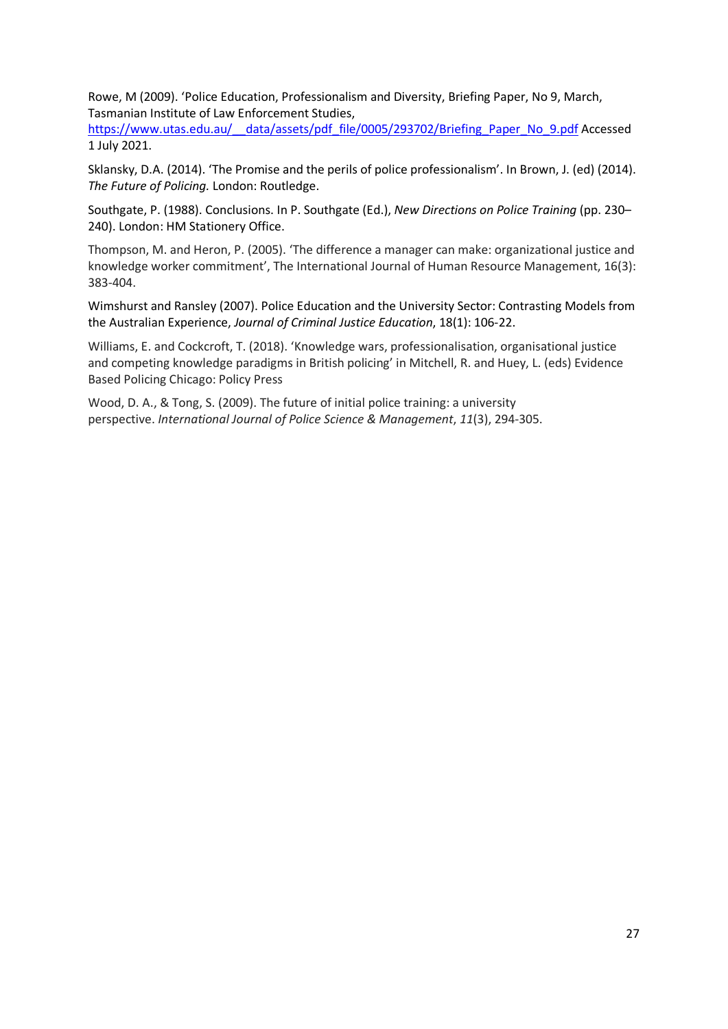Rowe, M (2009). 'Police Education, Professionalism and Diversity, Briefing Paper, No 9, March, Tasmanian Institute of Law Enforcement Studies, https://www.utas.edu.au/__data/assets/pdf_file/0005/293702/Briefing_Paper_No_9.pdf Accessed 1 July 2021.

Sklansky, D.A. (2014). 'The Promise and the perils of police professionalism'. In Brown, J. (ed) (2014). *The Future of Policing.* London: Routledge.

Southgate, P. (1988). Conclusions. In P. Southgate (Ed.), *New Directions on Police Training* (pp. 230–240). London: HM Stationery Office.

Thompson, M. and Heron, P. (2005). 'The difference a manager can make: organizational justice and knowledge worker commitment', The International Journal of Human Resource Management, 16(3): 383-404.

Wimshurst and Ransley (2007). Police Education and the University Sector: Contrasting Models from the Australian Experience, *Journal of Criminal Justice Education*, 18(1): 106-22.

Williams, E. and Cockcroft, T. (2018). 'Knowledge wars, professionalisation, organisational justice and competing knowledge paradigms in British policing' in Mitchell, R. and Huey, L. (eds) Evidence Based Policing Chicago: Policy Press

Wood, D. A., & Tong, S. (2009). The future of initial police training: a university perspective. *International Journal of Police Science & Management*, *11*(3), 294-305.